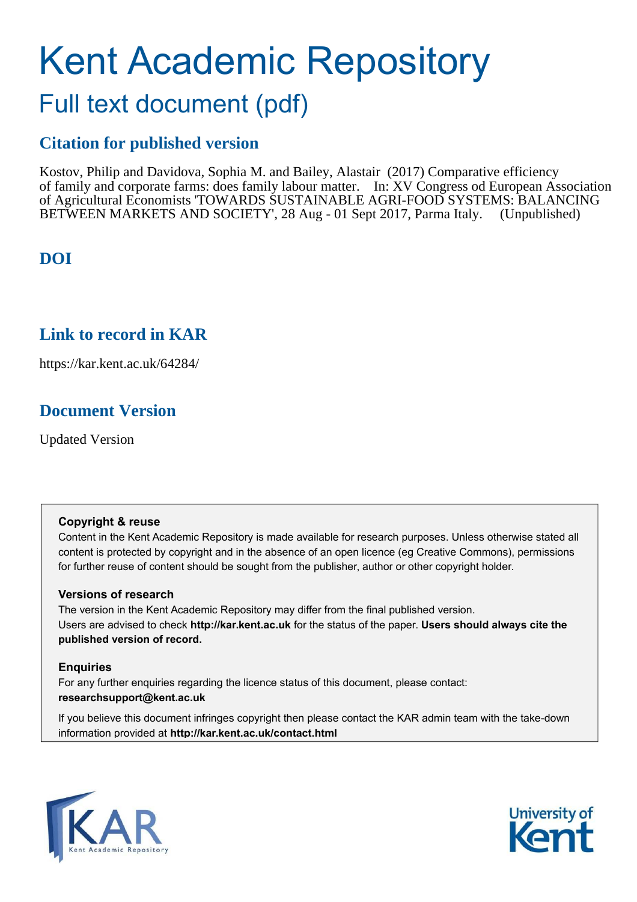# Kent Academic Repository

## Full text document (pdf)

### Citation for published version

Kostov, Philip and Davidova, Sophia M. and Bailey, Alastair (2017) Comparative efficiency of family and corporate farms: does family labour matter. In: XV Congress od European Association of Agricultural Economists 'TOWARDS SUSTAINABLE AGRI-FOOD SYSTEMS: BALANCING BETWEEN MARKETS AND SOCIETY', 28 Aug - 01 Sept 2017, Parma Italy. (Unpublished)

### DOI

### Link to record in KAR

https://kar.kent.ac.uk/64284/

### Document Version

Updated Version

**Copyright & reuse**

Content in the Kent Academic Repository is made available for research purposes. Unless otherwise stated all content is protected by copyright and in the absence of an open licence (eg Creative Commons), permissions for further reuse of content should be sought from the publisher, author or other copyright holder.

**Versions of research**

The version in the Kent Academic Repository may differ from the final published version. Users are advised to check **http://kar.kent.ac.uk** for the status of the paper. **Users should always cite the published version of record.**

**Enquiries**

For any further enquiries regarding the licence status of this document, please contact: **researchsupport@kent.ac.uk**

If you believe this document infringes copyright then please contact the KAR admin team with the take-down information provided at **http://kar.kent.ac.uk/contact.html**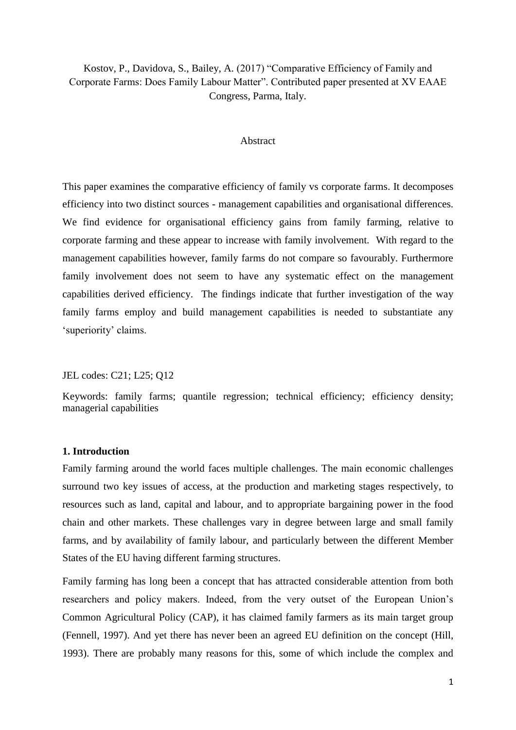Kostov, P., Davidova, S., Bailey, A. (2017) "Comparative Efficiency of Family and Corporate Farms: Does Family Labour Matter". Contributed paper presented at XV EAAE Congress, Parma, Italy.

## Abstract

This paper examines the comparative efficiency of family vs corporate farms. It decomposes efficiency into two distinct sources - management capabilities and organisational differences. We find evidence for organisational efficiency gains from family farming, relative to corporate farming and these appear to increase with family involvement. With regard to the management capabilities however, family farms do not compare so favourably. Furthermore family involvement does not seem to have any systematic effect on the management capabilities derived efficiency. The findings indicate that further investigation of the way family farms employ and build management capabilities is needed to substantiate any 'superiority' claims.

JEL codes: C21; L25; Q12

Keywords: family farms; quantile regression; technical efficiency; efficiency density; managerial capabilities

### 1. Introduction

Family farming around the world faces multiple challenges. The main economic challenges surround two key issues of access, at the production and marketing stages respectively, to resources such as land, capital and labour, and to appropriate bargaining power in the food chain and other markets. These challenges vary in degree between large and small family farms, and by availability of family labour, and particularly between the different Member States of the EU having different farming structures.

Family farming has long been a concept that has attracted considerable attention from both researchers and policy makers. Indeed, from the very outset of the European Union's Common Agricultural Policy (CAP), it has claimed family farmers as its main target group (Fennell, 1997). And yet there has never been an agreed EU definition on the concept (Hill, 1993). There are probably many reasons for this, some of which include the complex and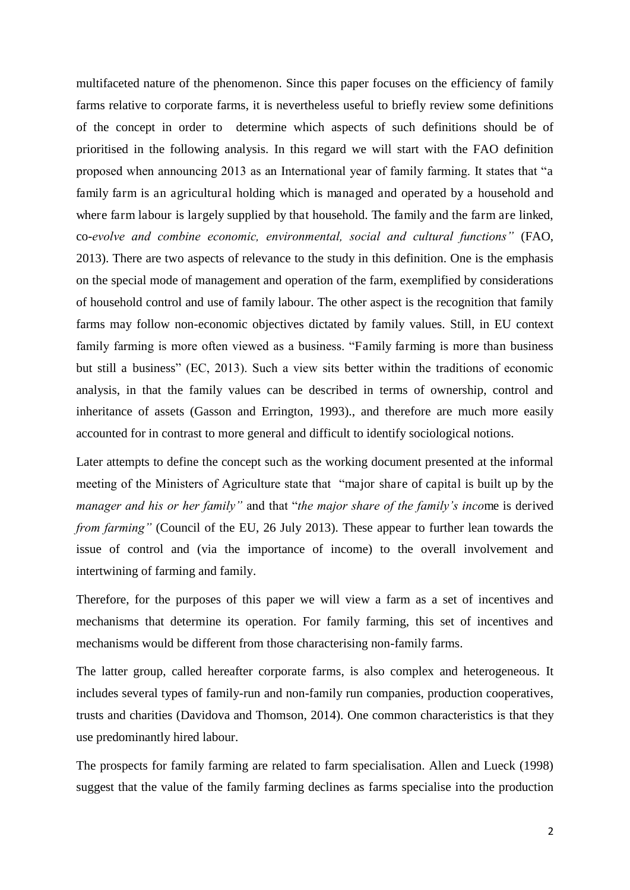multifaceted nature of the phenomenon. Since this paper focuses on the efficiency of family farms relative to corporate farms, it is nevertheless useful to briefly review some definitions of the concept in order to determine which aspects of such definitions should be of prioritised in the following analysis. In this regard we will start with the FAO definition proposed when announcing 2013 as an International year of family farming. It states that "a family farm is an agricultural holding which is managed and operated by a household and where farm labour is largely supplied by that household. The family and the farm are linked, co-*evolve and combine economic, environmental, social and cultural functions"* (FAO, 2013). There are two aspects of relevance to the study in this definition. One is the emphasis on the special mode of management and operation of the farm, exemplified by considerations of household control and use of family labour. The other aspect is the recognition that family farms may follow non-economic objectives dictated by family values. Still, in EU context family farming is more often viewed as a business. "Family farming is more than business but still a business" (EC, 2013). Such a view sits better within the traditions of economic analysis, in that the family values can be described in terms of ownership, control and inheritance of assets (Gasson and Errington, 1993)., and therefore are much more easily accounted for in contrast to more general and difficult to identify sociological notions.

Later attempts to define the concept such as the working document presented at the informal meeting of the Ministers of Agriculture state that "major share of capital is built up by the *manager and his or her family"* and that "*the major share of the family's inco*me is derived *from farming"* (Council of the EU, 26 July 2013). These appear to further lean towards the issue of control and (via the importance of income) to the overall involvement and intertwining of farming and family.

Therefore, for the purposes of this paper we will view a farm as a set of incentives and mechanisms that determine its operation. For family farming, this set of incentives and mechanisms would be different from those characterising non-family farms.

The latter group, called hereafter corporate farms, is also complex and heterogeneous. It includes several types of family-run and non-family run companies, production cooperatives, trusts and charities (Davidova and Thomson, 2014). One common characteristics is that they use predominantly hired labour.

The prospects for family farming are related to farm specialisation. Allen and Lueck (1998) suggest that the value of the family farming declines as farms specialise into the production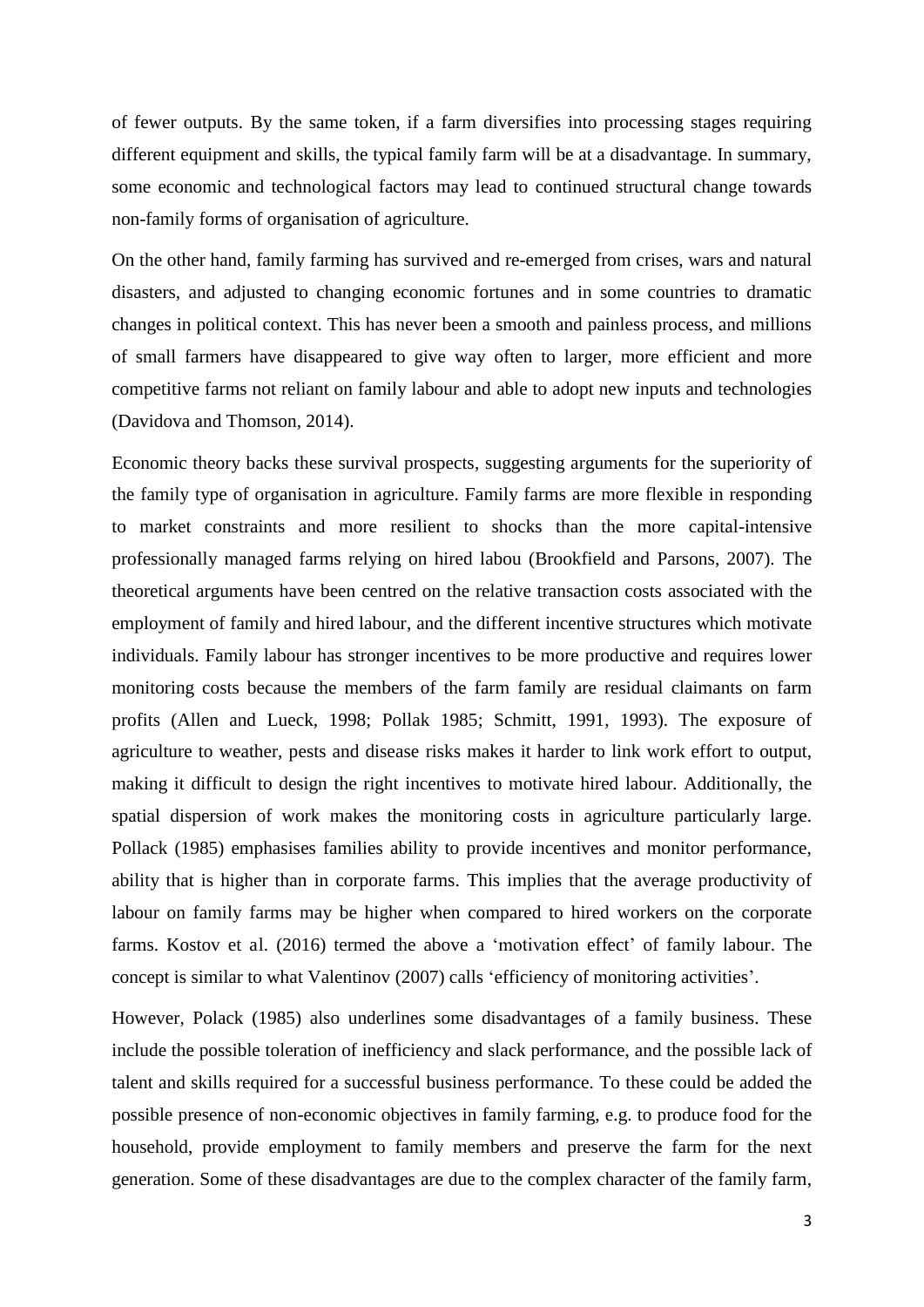of fewer outputs. By the same token, if a farm diversifies into processing stages requiring different equipment and skills, the typical family farm will be at a disadvantage. In summary, some economic and technological factors may lead to continued structural change towards non-family forms of organisation of agriculture.

On the other hand, family farming has survived and re-emerged from crises, wars and natural disasters, and adjusted to changing economic fortunes and in some countries to dramatic changes in political context. This has never been a smooth and painless process, and millions of small farmers have disappeared to give way often to larger, more efficient and more competitive farms not reliant on family labour and able to adopt new inputs and technologies (Davidova and Thomson, 2014).

Economic theory backs these survival prospects, suggesting arguments for the superiority of the family type of organisation in agriculture. Family farms are more flexible in responding to market constraints and more resilient to shocks than the more capital-intensive professionally managed farms relying on hired labou (Brookfield and Parsons, 2007). The theoretical arguments have been centred on the relative transaction costs associated with the employment of family and hired labour, and the different incentive structures which motivate individuals. Family labour has stronger incentives to be more productive and requires lower monitoring costs because the members of the farm family are residual claimants on farm profits (Allen and Lueck, 1998; Pollak 1985; Schmitt, 1991, 1993). The exposure of agriculture to weather, pests and disease risks makes it harder to link work effort to output, making it difficult to design the right incentives to motivate hired labour. Additionally, the spatial dispersion of work makes the monitoring costs in agriculture particularly large. Pollack (1985) emphasises families ability to provide incentives and monitor performance, ability that is higher than in corporate farms. This implies that the average productivity of labour on family farms may be higher when compared to hired workers on the corporate farms. Kostov et al. (2016) termed the above a 'motivation effect' of family labour. The concept is similar to what Valentinov (2007) calls 'efficiency of monitoring activities'.

However, Polack (1985) also underlines some disadvantages of a family business. These include the possible toleration of inefficiency and slack performance, and the possible lack of talent and skills required for a successful business performance. To these could be added the possible presence of non-economic objectives in family farming, e.g. to produce food for the household, provide employment to family members and preserve the farm for the next generation. Some of these disadvantages are due to the complex character of the family farm,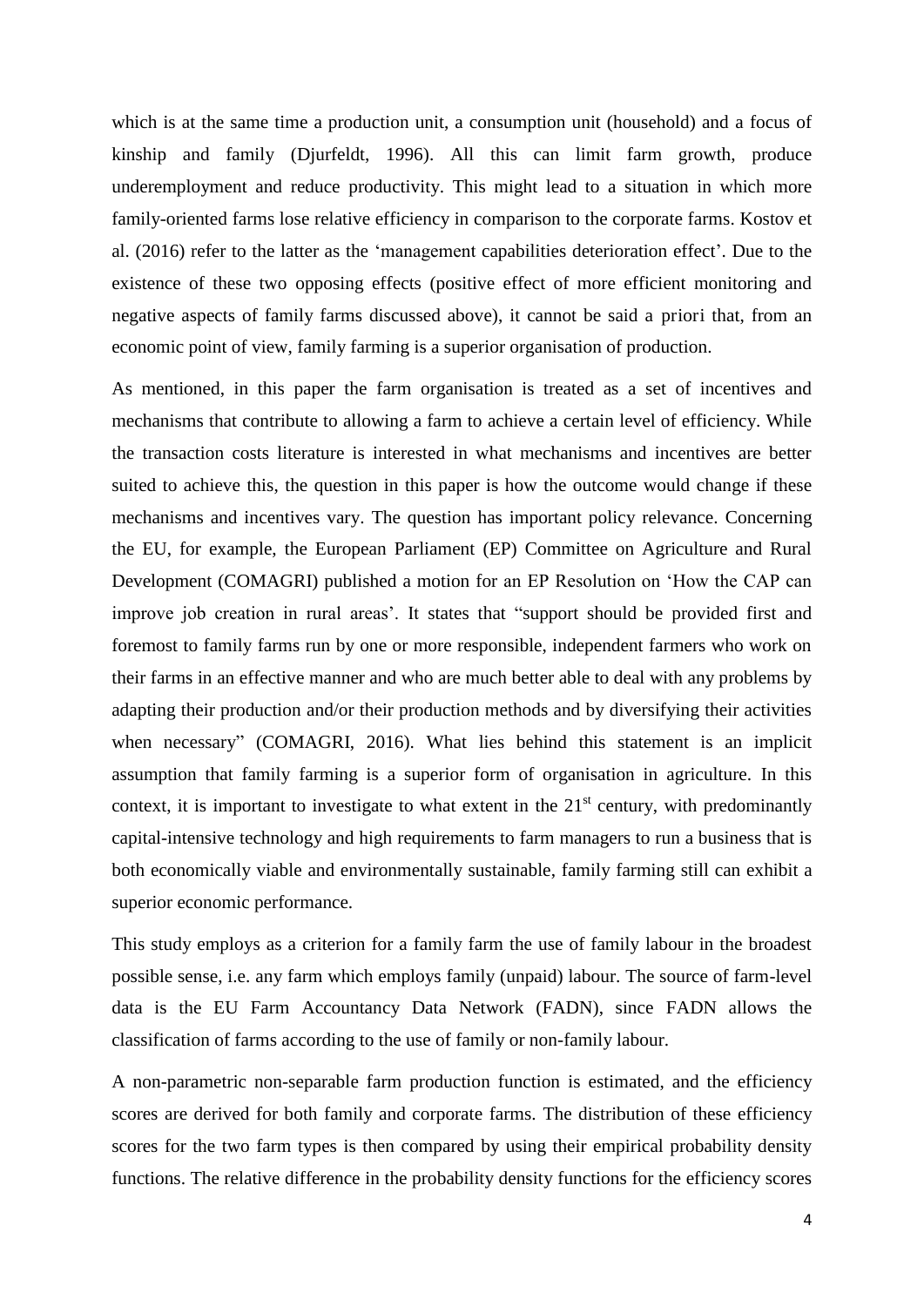which is at the same time a production unit, a consumption unit (household) and a focus of kinship and family (Djurfeldt, 1996). All this can limit farm growth, produce underemployment and reduce productivity. This might lead to a situation in which more family-oriented farms lose relative efficiency in comparison to the corporate farms. Kostov et al. (2016) refer to the latter as the 'management capabilities deterioration effect'. Due to the existence of these two opposing effects (positive effect of more efficient monitoring and negative aspects of family farms discussed above), it cannot be said a priori that, from an economic point of view, family farming is a superior organisation of production.

As mentioned, in this paper the farm organisation is treated as a set of incentives and mechanisms that contribute to allowing a farm to achieve a certain level of efficiency. While the transaction costs literature is interested in what mechanisms and incentives are better suited to achieve this, the question in this paper is how the outcome would change if these mechanisms and incentives vary. The question has important policy relevance. Concerning the EU, for example, the European Parliament (EP) Committee on Agriculture and Rural Development (COMAGRI) published a motion for an EP Resolution on 'How the CAP can improve job creation in rural areas'. It states that "support should be provided first and foremost to family farms run by one or more responsible, independent farmers who work on their farms in an effective manner and who are much better able to deal with any problems by adapting their production and/or their production methods and by diversifying their activities when necessary" (COMAGRI, 2016). What lies behind this statement is an implicit assumption that family farming is a superior form of organisation in agriculture. In this context, it is important to investigate to what extent in the 21st century, with predominantly capital-intensive technology and high requirements to farm managers to run a business that is both economically viable and environmentally sustainable, family farming still can exhibit a superior economic performance.

This study employs as a criterion for a family farm the use of family labour in the broadest possible sense, i.e. any farm which employs family (unpaid) labour. The source of farm-level data is the EU Farm Accountancy Data Network (FADN), since FADN allows the classification of farms according to the use of family or non-family labour.

A non-parametric non-separable farm production function is estimated, and the efficiency scores are derived for both family and corporate farms. The distribution of these efficiency scores for the two farm types is then compared by using their empirical probability density functions. The relative difference in the probability density functions for the efficiency scores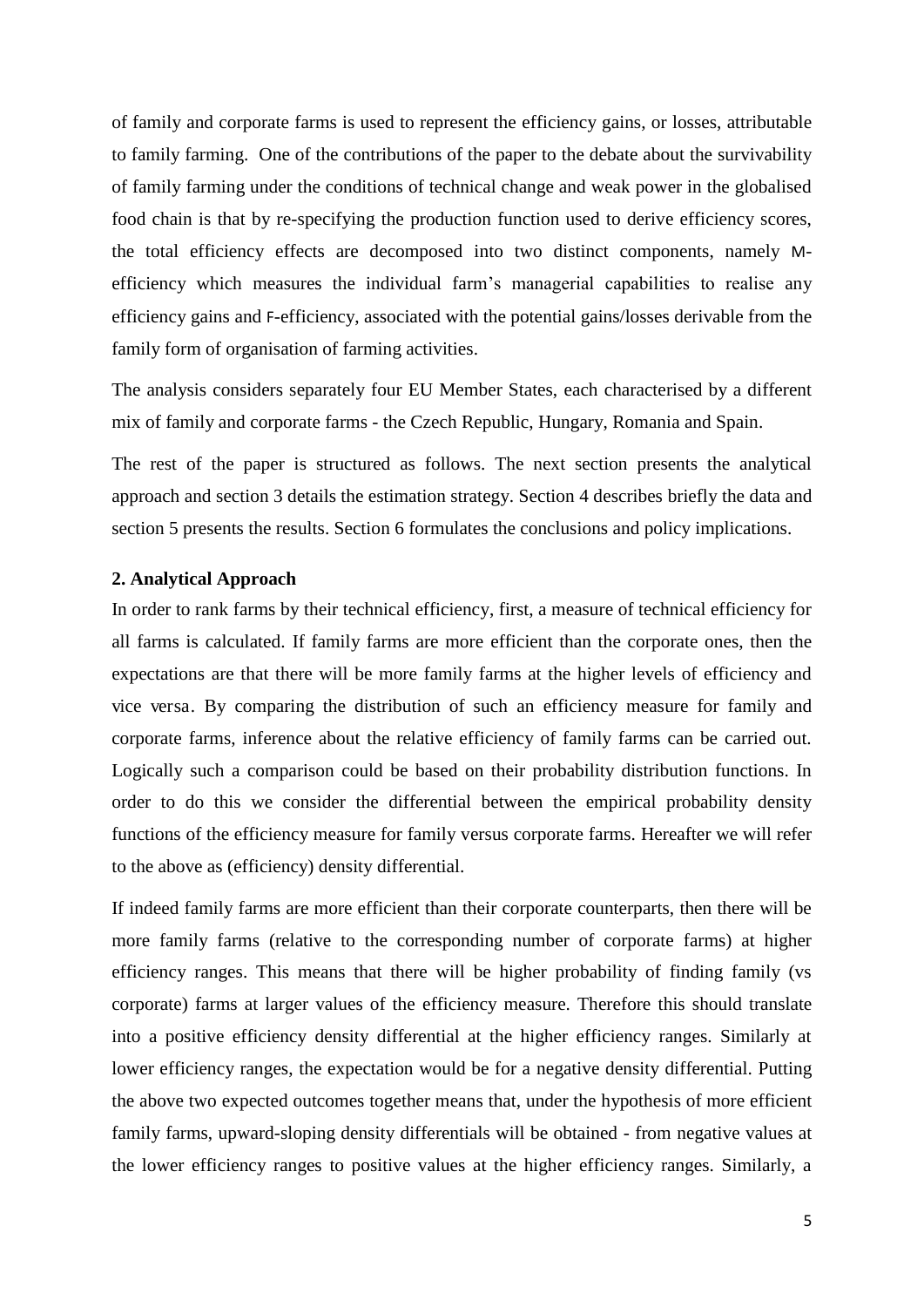of family and corporate farms is used to represent the efficiency gains, or losses, attributable to family farming. One of the contributions of the paper to the debate about the survivability of family farming under the conditions of technical change and weak power in the globalised food chain is that by re-specifying the production function used to derive efficiency scores, the total efficiency effects are decomposed into two distinct components, namely M-efficiency which measures the individual farm's managerial capabilities to realise any efficiency gains and F-efficiency, associated with the potential gains/losses derivable from the family form of organisation of farming activities.

The analysis considers separately four EU Member States, each characterised by a different mix of family and corporate farms - the Czech Republic, Hungary, Romania and Spain.

The rest of the paper is structured as follows. The next section presents the analytical approach and section 3 details the estimation strategy. Section 4 describes briefly the data and section 5 presents the results. Section 6 formulates the conclusions and policy implications.

## 2. Analytical Approach

In order to rank farms by their technical efficiency, first, a measure of technical efficiency for all farms is calculated. If family farms are more efficient than the corporate ones, then the expectations are that there will be more family farms at the higher levels of efficiency and vice versa. By comparing the distribution of such an efficiency measure for family and corporate farms, inference about the relative efficiency of family farms can be carried out. Logically such a comparison could be based on their probability distribution functions. In order to do this we consider the differential between the empirical probability density functions of the efficiency measure for family versus corporate farms. Hereafter we will refer to the above as (efficiency) density differential.

If indeed family farms are more efficient than their corporate counterparts, then there will be more family farms (relative to the corresponding number of corporate farms) at higher efficiency ranges. This means that there will be higher probability of finding family (vs corporate) farms at larger values of the efficiency measure. Therefore this should translate into a positive efficiency density differential at the higher efficiency ranges. Similarly at lower efficiency ranges, the expectation would be for a negative density differential. Putting the above two expected outcomes together means that, under the hypothesis of more efficient family farms, upward-sloping density differentials will be obtained - from negative values at the lower efficiency ranges to positive values at the higher efficiency ranges. Similarly, a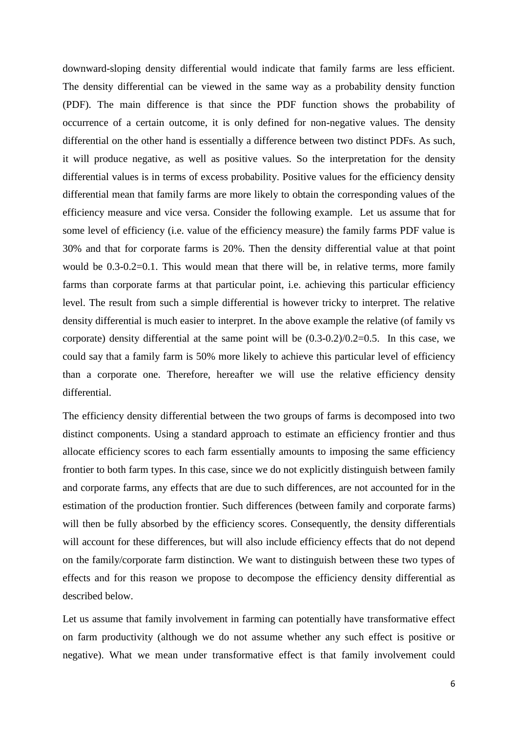downward-sloping density differential would indicate that family farms are less efficient. The density differential can be viewed in the same way as a probability density function (PDF). The main difference is that since the PDF function shows the probability of occurrence of a certain outcome, it is only defined for non-negative values. The density differential on the other hand is essentially a difference between two distinct PDFs. As such, it will produce negative, as well as positive values. So the interpretation for the density differential values is in terms of excess probability. Positive values for the efficiency density differential mean that family farms are more likely to obtain the corresponding values of the efficiency measure and vice versa. Consider the following example. Let us assume that for some level of efficiency (i.e. value of the efficiency measure) the family farms PDF value is 30% and that for corporate farms is 20%. Then the density differential value at that point would be 0.3-0.2=0.1. This would mean that there will be, in relative terms, more family farms than corporate farms at that particular point, i.e. achieving this particular efficiency level. The result from such a simple differential is however tricky to interpret. The relative density differential is much easier to interpret. In the above example the relative (of family vs corporate) density differential at the same point will be (0.3-0.2)/0.2=0.5. In this case, we could say that a family farm is 50% more likely to achieve this particular level of efficiency than a corporate one. Therefore, hereafter we will use the relative efficiency density differential.

The efficiency density differential between the two groups of farms is decomposed into two distinct components. Using a standard approach to estimate an efficiency frontier and thus allocate efficiency scores to each farm essentially amounts to imposing the same efficiency frontier to both farm types. In this case, since we do not explicitly distinguish between family and corporate farms, any effects that are due to such differences, are not accounted for in the estimation of the production frontier. Such differences (between family and corporate farms) will then be fully absorbed by the efficiency scores. Consequently, the density differentials will account for these differences, but will also include efficiency effects that do not depend on the family/corporate farm distinction. We want to distinguish between these two types of effects and for this reason we propose to decompose the efficiency density differential as described below.

Let us assume that family involvement in farming can potentially have transformative effect on farm productivity (although we do not assume whether any such effect is positive or negative). What we mean under transformative effect is that family involvement could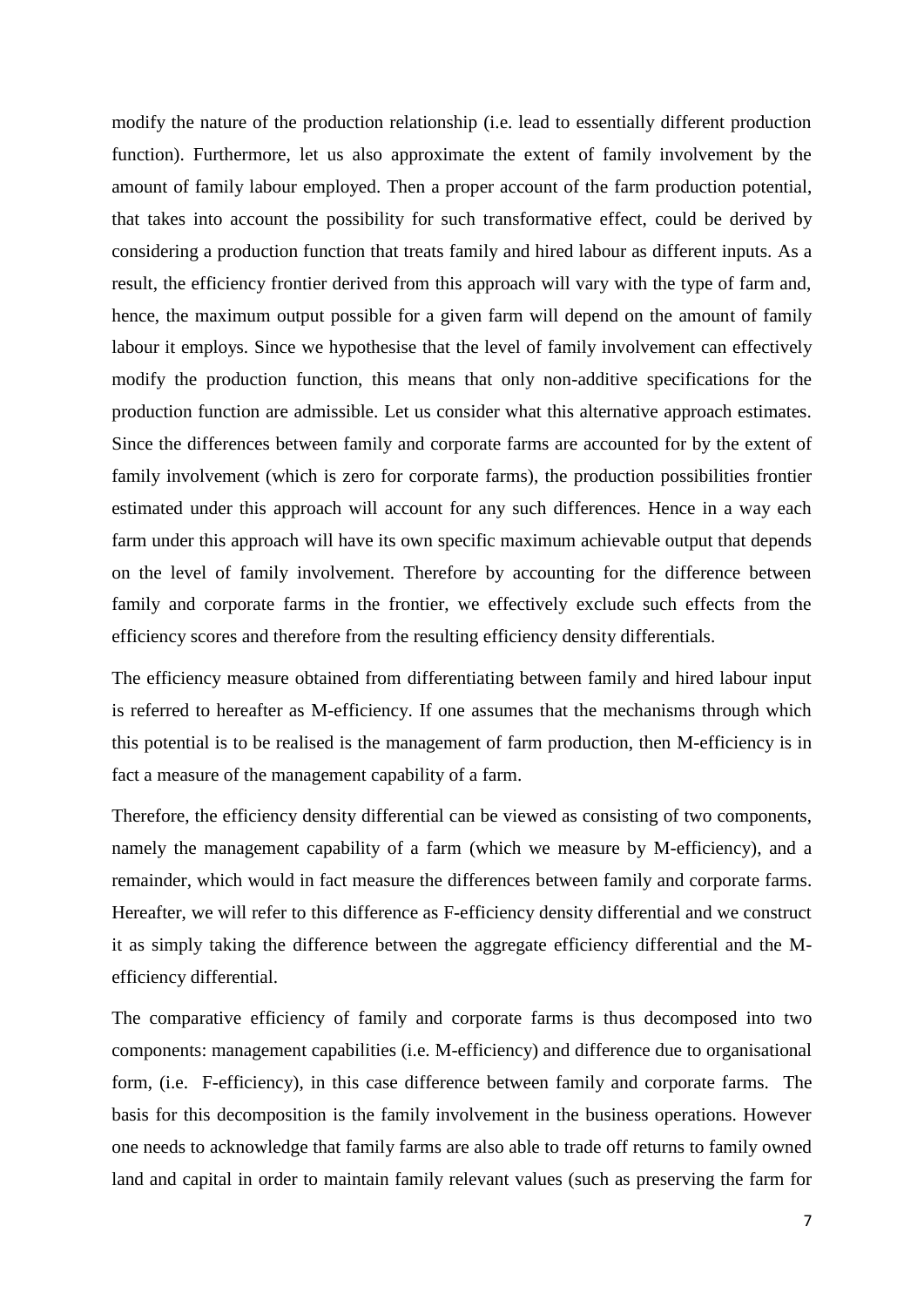modify the nature of the production relationship (i.e. lead to essentially different production function). Furthermore, let us also approximate the extent of family involvement by the amount of family labour employed. Then a proper account of the farm production potential, that takes into account the possibility for such transformative effect, could be derived by considering a production function that treats family and hired labour as different inputs. As a result, the efficiency frontier derived from this approach will vary with the type of farm and, hence, the maximum output possible for a given farm will depend on the amount of family labour it employs. Since we hypothesise that the level of family involvement can effectively modify the production function, this means that only non-additive specifications for the production function are admissible. Let us consider what this alternative approach estimates. Since the differences between family and corporate farms are accounted for by the extent of family involvement (which is zero for corporate farms), the production possibilities frontier estimated under this approach will account for any such differences. Hence in a way each farm under this approach will have its own specific maximum achievable output that depends on the level of family involvement. Therefore by accounting for the difference between family and corporate farms in the frontier, we effectively exclude such effects from the efficiency scores and therefore from the resulting efficiency density differentials.

The efficiency measure obtained from differentiating between family and hired labour input is referred to hereafter as M-efficiency. If one assumes that the mechanisms through which this potential is to be realised is the management of farm production, then M-efficiency is in fact a measure of the management capability of a farm.

Therefore, the efficiency density differential can be viewed as consisting of two components, namely the management capability of a farm (which we measure by M-efficiency), and a remainder, which would in fact measure the differences between family and corporate farms. Hereafter, we will refer to this difference as F-efficiency density differential and we construct it as simply taking the difference between the aggregate efficiency differential and the M-efficiency differential.

The comparative efficiency of family and corporate farms is thus decomposed into two components: management capabilities (i.e. M-efficiency) and difference due to organisational form, (i.e. F-efficiency), in this case difference between family and corporate farms. The basis for this decomposition is the family involvement in the business operations. However one needs to acknowledge that family farms are also able to trade off returns to family owned land and capital in order to maintain family relevant values (such as preserving the farm for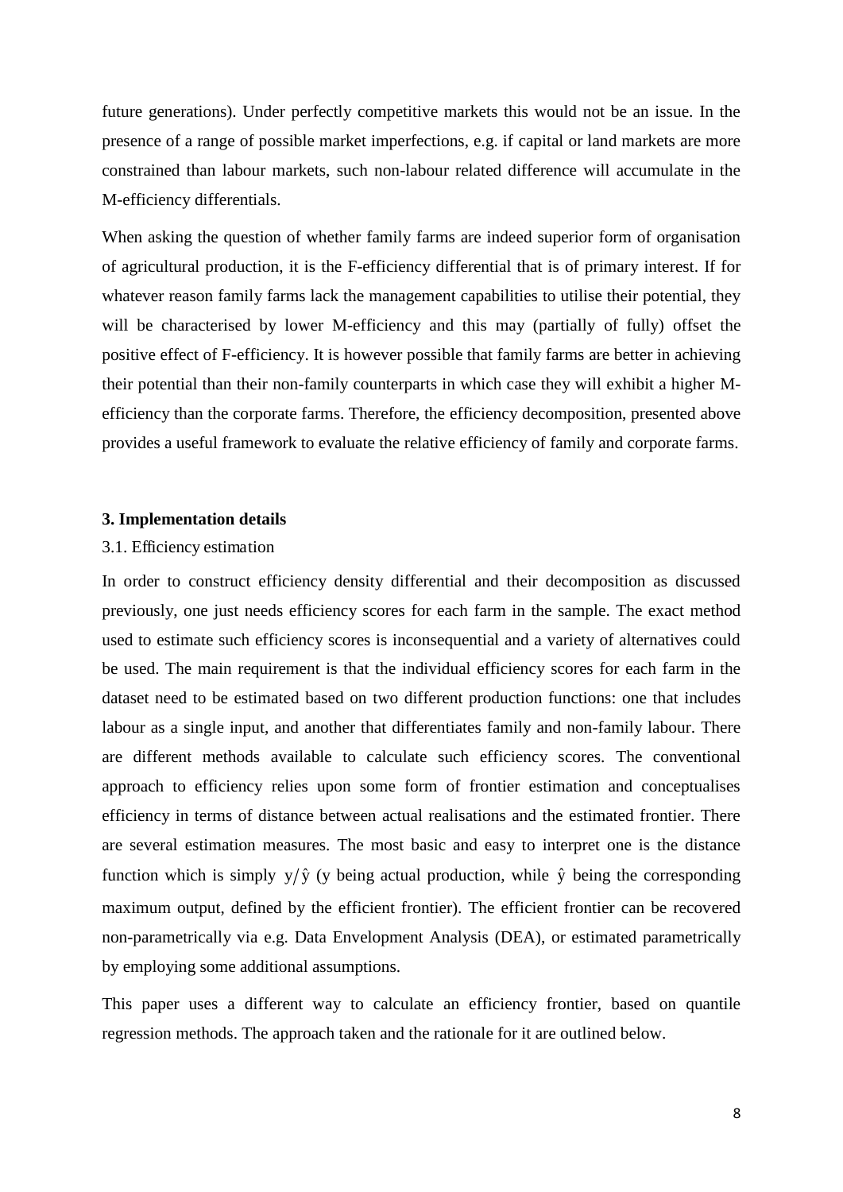future generations). Under perfectly competitive markets this would not be an issue. In the presence of a range of possible market imperfections, e.g. if capital or land markets are more constrained than labour markets, such non-labour related difference will accumulate in the M-efficiency differentials.

When asking the question of whether family farms are indeed superior form of organisation of agricultural production, it is the F-efficiency differential that is of primary interest. If for whatever reason family farms lack the management capabilities to utilise their potential, they will be characterised by lower M-efficiency and this may (partially of fully) offset the positive effect of F-efficiency. It is however possible that family farms are better in achieving their potential than their non-family counterparts in which case they will exhibit a higher M-efficiency than the corporate farms. Therefore, the efficiency decomposition, presented above provides a useful framework to evaluate the relative efficiency of family and corporate farms.

## 3. Implementation details

### 3.1. Efficiency estimation

In order to construct efficiency density differential and their decomposition as discussed previously, one just needs efficiency scores for each farm in the sample. The exact method used to estimate such efficiency scores is inconsequential and a variety of alternatives could be used. The main requirement is that the individual efficiency scores for each farm in the dataset need to be estimated based on two different production functions: one that includes labour as a single input, and another that differentiates family and non-family labour. There are different methods available to calculate such efficiency scores. The conventional approach to efficiency relies upon some form of frontier estimation and conceptualises efficiency in terms of distance between actual realisations and the estimated frontier. There are several estimation measures. The most basic and easy to interpret one is the distance function which is simply $y/\hat{y}$ (y being actual production, while $\hat{y}$ being the corresponding maximum output, defined by the efficient frontier). The efficient frontier can be recovered non-parametrically via e.g. Data Envelopment Analysis (DEA), or estimated parametrically by employing some additional assumptions.

This paper uses a different way to calculate an efficiency frontier, based on quantile regression methods. The approach taken and the rationale for it are outlined below.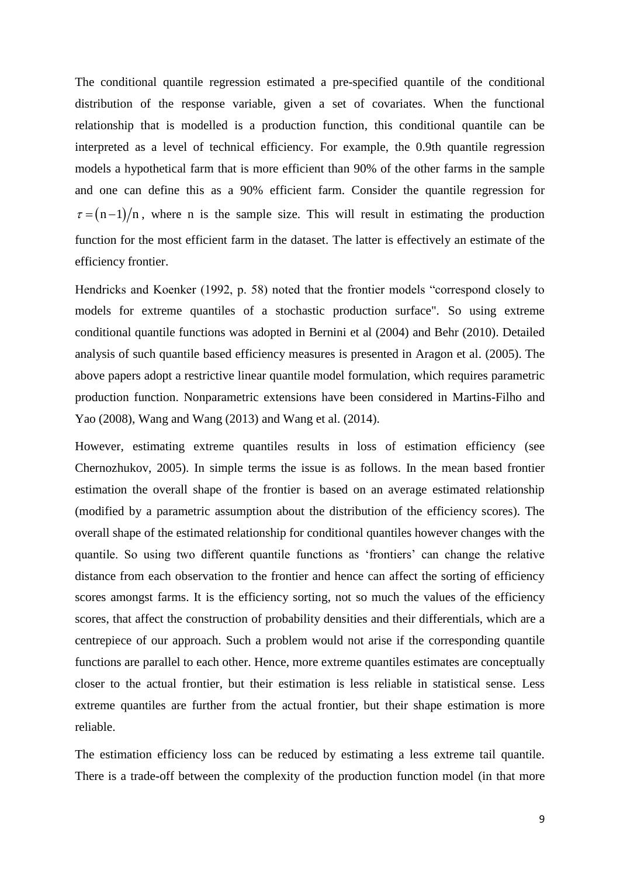The conditional quantile regression estimated a pre-specified quantile of the conditional distribution of the response variable, given a set of covariates. When the functional relationship that is modelled is a production function, this conditional quantile can be interpreted as a level of technical efficiency. For example, the 0.9th quantile regression models a hypothetical farm that is more efficient than 90% of the other farms in the sample and one can define this as a 90% efficient farm. Consider the quantile regression for $\tau = (n-1)/n$, where n is the sample size. This will result in estimating the production function for the most efficient farm in the dataset. The latter is effectively an estimate of the efficiency frontier.

Hendricks and Koenker (1992, p. 58) noted that the frontier models "correspond closely to models for extreme quantiles of a stochastic production surface". So using extreme conditional quantile functions was adopted in Bernini et al (2004) and Behr (2010). Detailed analysis of such quantile based efficiency measures is presented in Aragon et al. (2005). The above papers adopt a restrictive linear quantile model formulation, which requires parametric production function. Nonparametric extensions have been considered in Martins-Filho and Yao (2008), Wang and Wang (2013) and Wang et al. (2014).

However, estimating extreme quantiles results in loss of estimation efficiency (see Chernozhukov, 2005). In simple terms the issue is as follows. In the mean based frontier estimation the overall shape of the frontier is based on an average estimated relationship (modified by a parametric assumption about the distribution of the efficiency scores). The overall shape of the estimated relationship for conditional quantiles however changes with the quantile. So using two different quantile functions as 'frontiers' can change the relative distance from each observation to the frontier and hence can affect the sorting of efficiency scores amongst farms. It is the efficiency sorting, not so much the values of the efficiency scores, that affect the construction of probability densities and their differentials, which are a centrepiece of our approach. Such a problem would not arise if the corresponding quantile functions are parallel to each other. Hence, more extreme quantiles estimates are conceptually closer to the actual frontier, but their estimation is less reliable in statistical sense. Less extreme quantiles are further from the actual frontier, but their shape estimation is more reliable.

The estimation efficiency loss can be reduced by estimating a less extreme tail quantile. There is a trade-off between the complexity of the production function model (in that more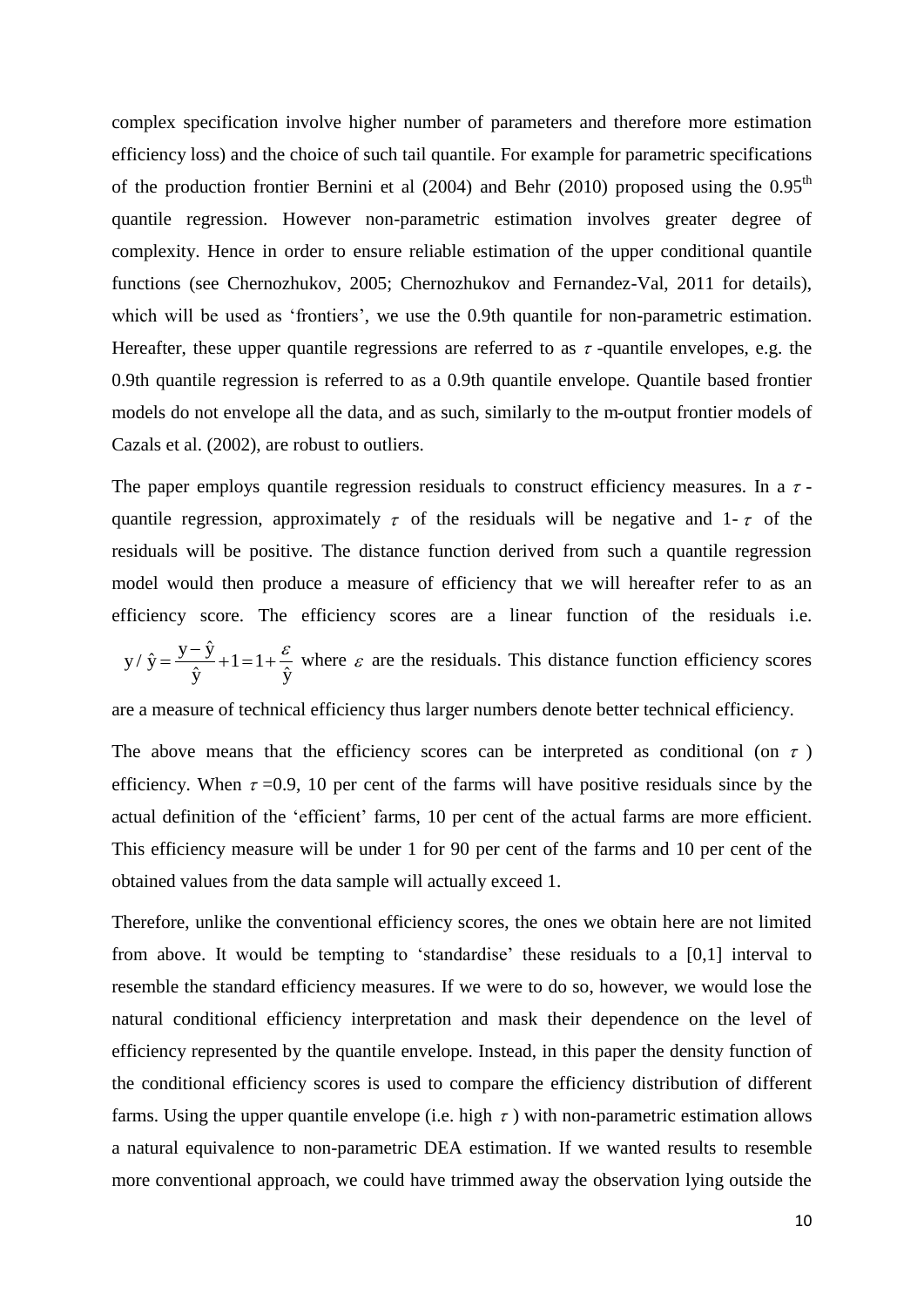complex specification involve higher number of parameters and therefore more estimation efficiency loss) and the choice of such tail quantile. For example for parametric specifications of the production frontier Bernini et al (2004) and Behr (2010) proposed using the $0.95^{th}$ quantile regression. However non-parametric estimation involves greater degree of complexity. Hence in order to ensure reliable estimation of the upper conditional quantile functions (see Chernozhukov, 2005; Chernozhukov and Fernandez-Val, 2011 for details), which will be used as 'frontiers', we use the 0.9th quantile for non-parametric estimation. Hereafter, these upper quantile regressions are referred to as $\tau$ -quantile envelopes, e.g. the 0.9th quantile regression is referred to as a 0.9th quantile envelope. Quantile based frontier models do not envelope all the data, and as such, similarly to the m-output frontier models of Cazals et al. (2002), are robust to outliers.

The paper employs quantile regression residuals to construct efficiency measures. In a $\tau$ - quantile regression, approximately $\tau$ of the residuals will be negative and 1- $\tau$ of the residuals will be positive. The distance function derived from such a quantile regression model would then produce a measure of efficiency that we will hereafter refer to as an efficiency score. The efficiency scores are a linear function of the residuals i.e. $\mathrm{y}/\hat{\mathrm{y}} = \frac{\mathrm{y}-\hat{\mathrm{y}}}{\hat{\mathrm{y}}} + 1 = 1 + \frac{\varepsilon}{\hat{\mathrm{y}}}$ where $\varepsilon$ are the residuals. This distance function efficiency scores are a measure of technical efficiency thus larger numbers denote better technical efficiency.

The above means that the efficiency scores can be interpreted as conditional (on $\tau$ ) efficiency. When $\tau$ =0.9, 10 per cent of the farms will have positive residuals since by the actual definition of the 'efficient' farms, 10 per cent of the actual farms are more efficient. This efficiency measure will be under 1 for 90 per cent of the farms and 10 per cent of the obtained values from the data sample will actually exceed 1.

Therefore, unlike the conventional efficiency scores, the ones we obtain here are not limited from above. It would be tempting to 'standardise' these residuals to a [0,1] interval to resemble the standard efficiency measures. If we were to do so, however, we would lose the natural conditional efficiency interpretation and mask their dependence on the level of efficiency represented by the quantile envelope. Instead, in this paper the density function of the conditional efficiency scores is used to compare the efficiency distribution of different farms. Using the upper quantile envelope (i.e. high $\tau$ ) with non-parametric estimation allows a natural equivalence to non-parametric DEA estimation. If we wanted results to resemble more conventional approach, we could have trimmed away the observation lying outside the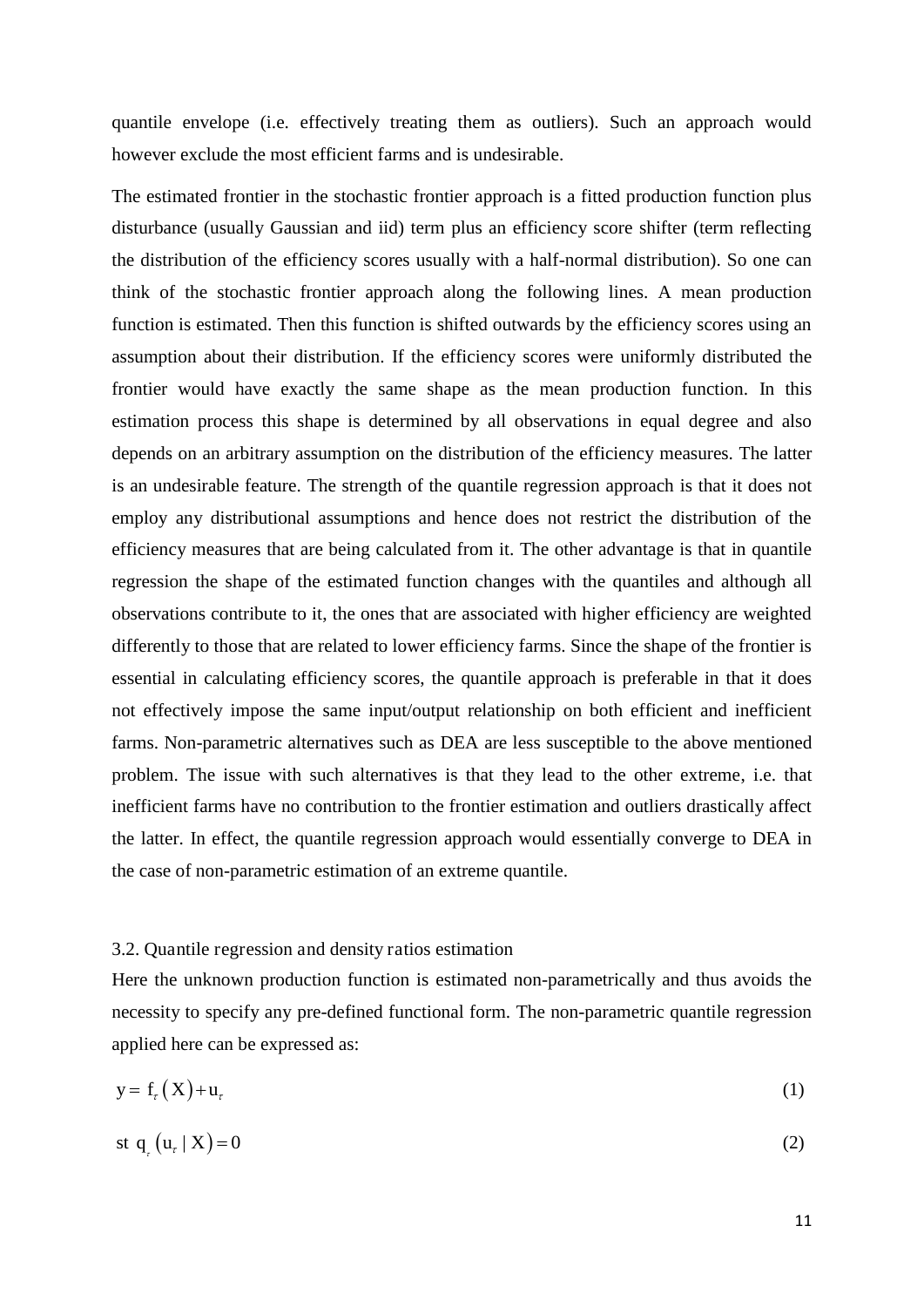quantile envelope (i.e. effectively treating them as outliers). Such an approach would however exclude the most efficient farms and is undesirable.

The estimated frontier in the stochastic frontier approach is a fitted production function plus disturbance (usually Gaussian and iid) term plus an efficiency score shifter (term reflecting the distribution of the efficiency scores usually with a half-normal distribution). So one can think of the stochastic frontier approach along the following lines. A mean production function is estimated. Then this function is shifted outwards by the efficiency scores using an assumption about their distribution. If the efficiency scores were uniformly distributed the frontier would have exactly the same shape as the mean production function. In this estimation process this shape is determined by all observations in equal degree and also depends on an arbitrary assumption on the distribution of the efficiency measures. The latter is an undesirable feature. The strength of the quantile regression approach is that it does not employ any distributional assumptions and hence does not restrict the distribution of the efficiency measures that are being calculated from it. The other advantage is that in quantile regression the shape of the estimated function changes with the quantiles and although all observations contribute to it, the ones that are associated with higher efficiency are weighted differently to those that are related to lower efficiency farms. Since the shape of the frontier is essential in calculating efficiency scores, the quantile approach is preferable in that it does not effectively impose the same input/output relationship on both efficient and inefficient farms. Non-parametric alternatives such as DEA are less susceptible to the above mentioned problem. The issue with such alternatives is that they lead to the other extreme, i.e. that inefficient farms have no contribution to the frontier estimation and outliers drastically affect the latter. In effect, the quantile regression approach would essentially converge to DEA in the case of non-parametric estimation of an extreme quantile.

### 3.2. Quantile regression and density ratios estimation

Here the unknown production function is estimated non-parametrically and thus avoids the necessity to specify any pre-defined functional form. The non-parametric quantile regression applied here can be expressed as:

$$y = f_{\tau}\left(X\right) + u_{\tau} \tag{1}$$

$$\text{st } q_{\tau}\left(u_{\tau} \mid X\right) = 0 \tag{2}$$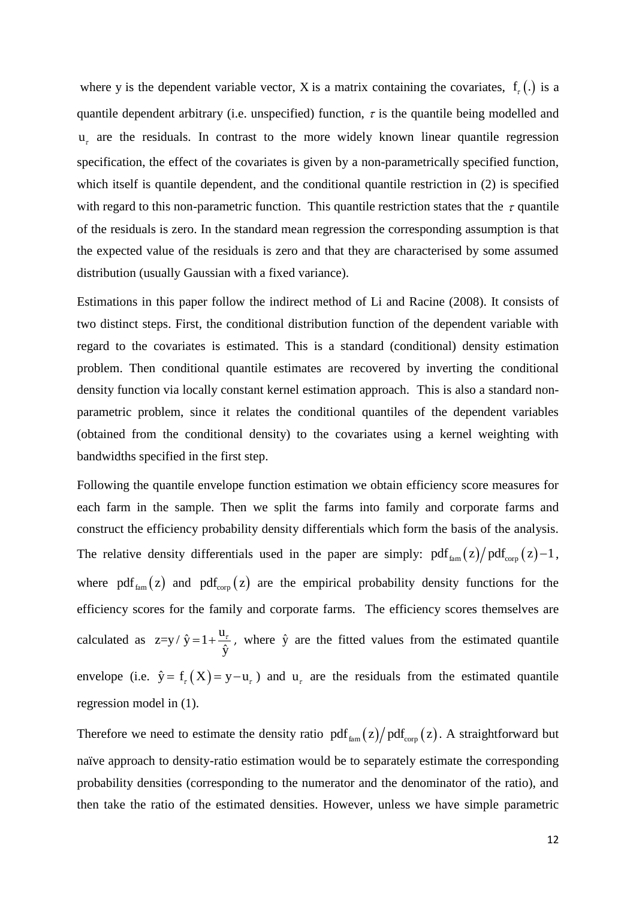where y is the dependent variable vector, X is a matrix containing the covariates, $f_\tau(.)$ is a quantile dependent arbitrary (i.e. unspecified) function, $\tau$ is the quantile being modelled and $u_\tau$ are the residuals. In contrast to the more widely known linear quantile regression specification, the effect of the covariates is given by a non-parametrically specified function, which itself is quantile dependent, and the conditional quantile restriction in (2) is specified with regard to this non-parametric function. This quantile restriction states that the $\tau$ quantile of the residuals is zero. In the standard mean regression the corresponding assumption is that the expected value of the residuals is zero and that they are characterised by some assumed distribution (usually Gaussian with a fixed variance).

Estimations in this paper follow the indirect method of Li and Racine (2008). It consists of two distinct steps. First, the conditional distribution function of the dependent variable with regard to the covariates is estimated. This is a standard (conditional) density estimation problem. Then conditional quantile estimates are recovered by inverting the conditional density function via locally constant kernel estimation approach. This is also a standard non-parametric problem, since it relates the conditional quantiles of the dependent variables (obtained from the conditional density) to the covariates using a kernel weighting with bandwidths specified in the first step.

Following the quantile envelope function estimation we obtain efficiency score measures for each farm in the sample. Then we split the farms into family and corporate farms and construct the efficiency probability density differentials which form the basis of the analysis. The relative density differentials used in the paper are simply: $\mathrm{pdf}_{\mathrm{fam}}(z)/\mathrm{pdf}_{\mathrm{corp}}(z)-1$, where $\mathrm{pdf}_{\mathrm{fam}}(z)$ and $\mathrm{pdf}_{\mathrm{corp}}(z)$ are the empirical probability density functions for the efficiency scores for the family and corporate farms. The efficiency scores themselves are calculated as $z = y/\hat{y} = 1 + \frac{u_\tau}{\hat{y}}$, where $\hat{y}$ are the fitted values from the estimated quantile envelope (i.e. $\hat{y} = f_\tau(X) = y - u_\tau$) and $u_\tau$ are the residuals from the estimated quantile regression model in (1).

Therefore we need to estimate the density ratio $\mathrm{pdf}_{\mathrm{fam}}(z)/\mathrm{pdf}_{\mathrm{corp}}(z)$. A straightforward but naïve approach to density-ratio estimation would be to separately estimate the corresponding probability densities (corresponding to the numerator and the denominator of the ratio), and then take the ratio of the estimated densities. However, unless we have simple parametric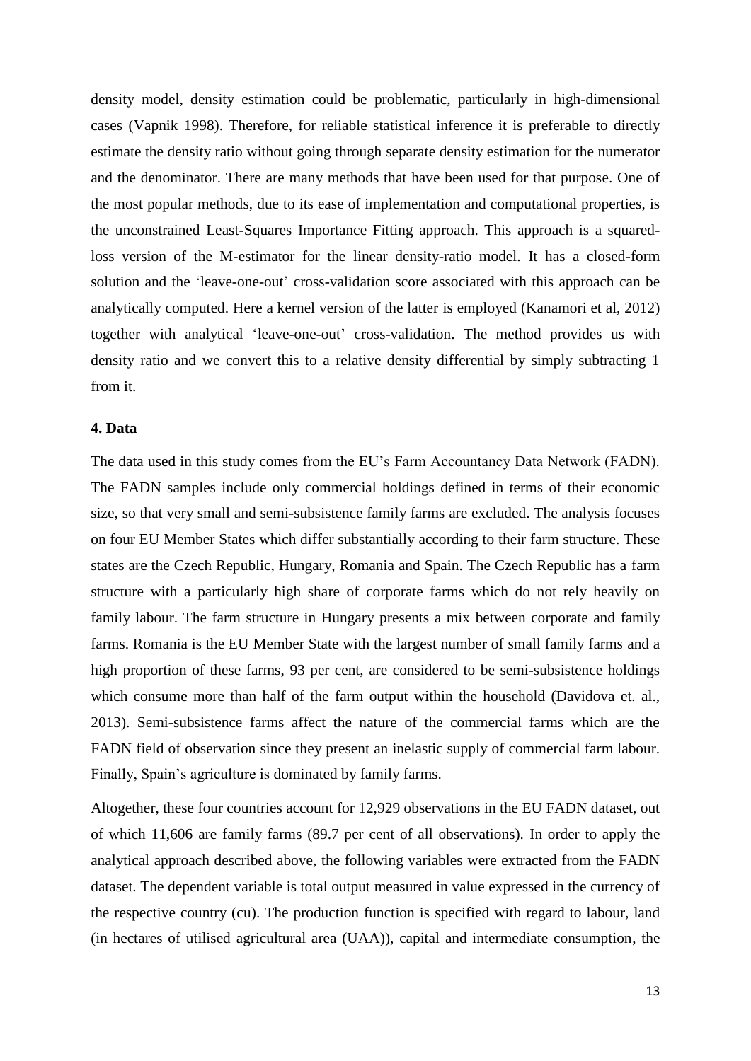density model, density estimation could be problematic, particularly in high-dimensional cases (Vapnik 1998). Therefore, for reliable statistical inference it is preferable to directly estimate the density ratio without going through separate density estimation for the numerator and the denominator. There are many methods that have been used for that purpose. One of the most popular methods, due to its ease of implementation and computational properties, is the unconstrained Least-Squares Importance Fitting approach. This approach is a squared-loss version of the M-estimator for the linear density-ratio model. It has a closed-form solution and the 'leave-one-out' cross-validation score associated with this approach can be analytically computed. Here a kernel version of the latter is employed (Kanamori et al, 2012) together with analytical 'leave-one-out' cross-validation. The method provides us with density ratio and we convert this to a relative density differential by simply subtracting 1 from it.

## 4. Data

The data used in this study comes from the EU's Farm Accountancy Data Network (FADN). The FADN samples include only commercial holdings defined in terms of their economic size, so that very small and semi-subsistence family farms are excluded. The analysis focuses on four EU Member States which differ substantially according to their farm structure. These states are the Czech Republic, Hungary, Romania and Spain. The Czech Republic has a farm structure with a particularly high share of corporate farms which do not rely heavily on family labour. The farm structure in Hungary presents a mix between corporate and family farms. Romania is the EU Member State with the largest number of small family farms and a high proportion of these farms, 93 per cent, are considered to be semi-subsistence holdings which consume more than half of the farm output within the household (Davidova et. al., 2013). Semi-subsistence farms affect the nature of the commercial farms which are the FADN field of observation since they present an inelastic supply of commercial farm labour. Finally, Spain's agriculture is dominated by family farms.

Altogether, these four countries account for 12,929 observations in the EU FADN dataset, out of which 11,606 are family farms (89.7 per cent of all observations). In order to apply the analytical approach described above, the following variables were extracted from the FADN dataset. The dependent variable is total output measured in value expressed in the currency of the respective country (cu). The production function is specified with regard to labour, land (in hectares of utilised agricultural area (UAA)), capital and intermediate consumption, the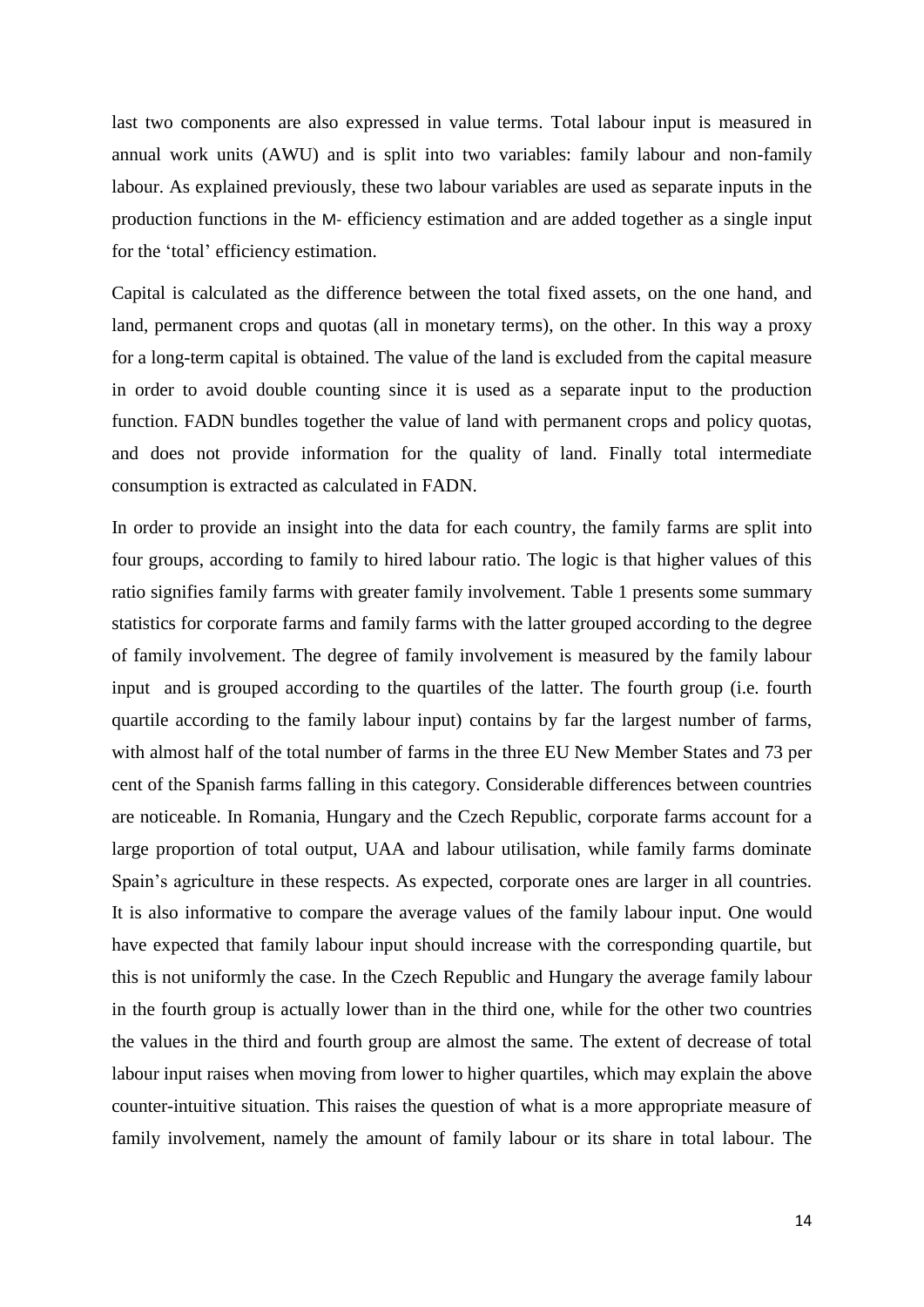last two components are also expressed in value terms. Total labour input is measured in annual work units (AWU) and is split into two variables: family labour and non-family labour. As explained previously, these two labour variables are used as separate inputs in the production functions in the M- efficiency estimation and are added together as a single input for the 'total' efficiency estimation.

Capital is calculated as the difference between the total fixed assets, on the one hand, and land, permanent crops and quotas (all in monetary terms), on the other. In this way a proxy for a long-term capital is obtained. The value of the land is excluded from the capital measure in order to avoid double counting since it is used as a separate input to the production function. FADN bundles together the value of land with permanent crops and policy quotas, and does not provide information for the quality of land. Finally total intermediate consumption is extracted as calculated in FADN.

In order to provide an insight into the data for each country, the family farms are split into four groups, according to family to hired labour ratio. The logic is that higher values of this ratio signifies family farms with greater family involvement. Table 1 presents some summary statistics for corporate farms and family farms with the latter grouped according to the degree of family involvement. The degree of family involvement is measured by the family labour input and is grouped according to the quartiles of the latter. The fourth group (i.e. fourth quartile according to the family labour input) contains by far the largest number of farms, with almost half of the total number of farms in the three EU New Member States and 73 per cent of the Spanish farms falling in this category. Considerable differences between countries are noticeable. In Romania, Hungary and the Czech Republic, corporate farms account for a large proportion of total output, UAA and labour utilisation, while family farms dominate Spain's agriculture in these respects. As expected, corporate ones are larger in all countries. It is also informative to compare the average values of the family labour input. One would have expected that family labour input should increase with the corresponding quartile, but this is not uniformly the case. In the Czech Republic and Hungary the average family labour in the fourth group is actually lower than in the third one, while for the other two countries the values in the third and fourth group are almost the same. The extent of decrease of total labour input raises when moving from lower to higher quartiles, which may explain the above counter-intuitive situation. This raises the question of what is a more appropriate measure of family involvement, namely the amount of family labour or its share in total labour. The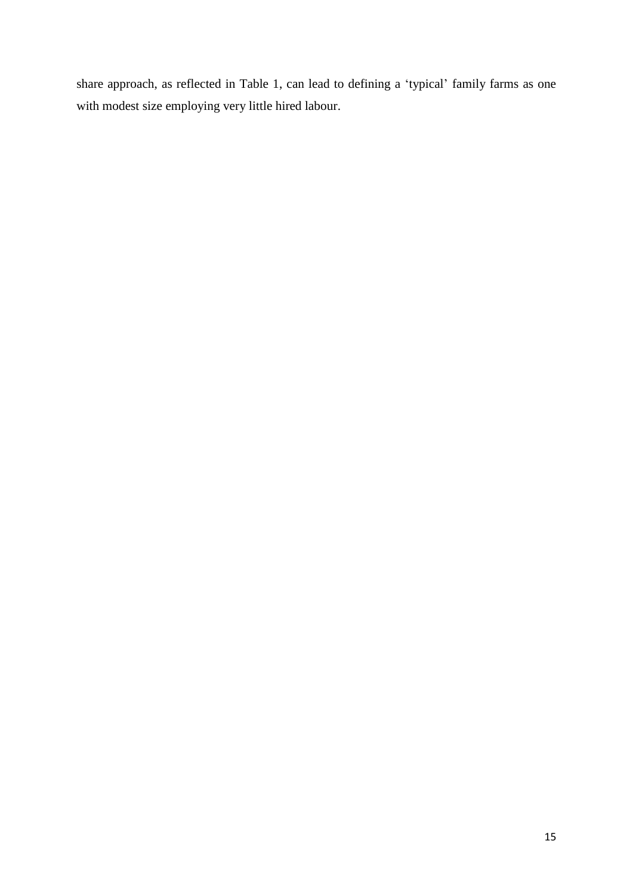share approach, as reflected in Table 1, can lead to defining a 'typical' family farms as one with modest size employing very little hired labour.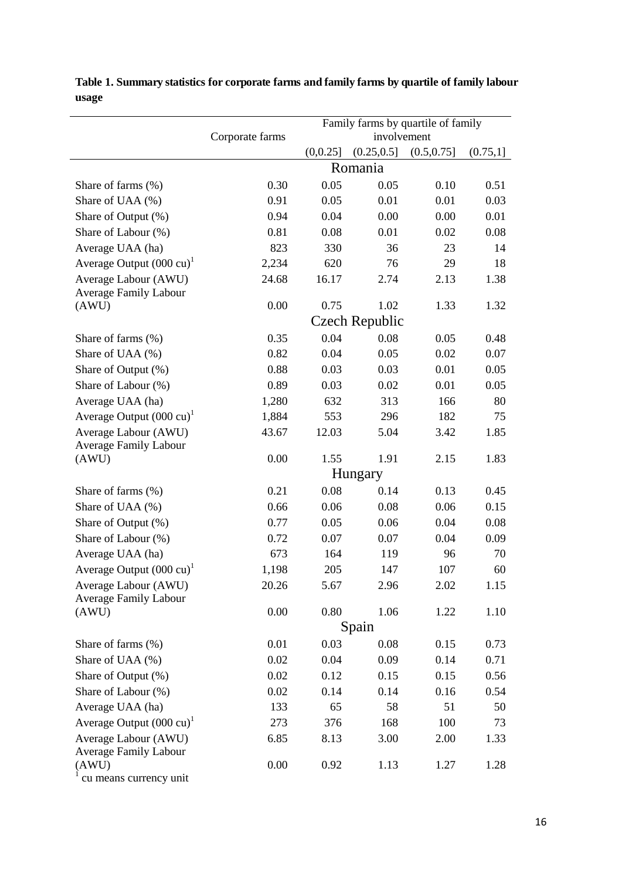**Table 1. Summary statistics for corporate farms and family farms by quartile of family labour usage**

| | Corporate farms | Family farms by quartile of family involvement | | | |
|---|---|---|---|---|---|
| | | (0,0.25] | (0.25,0.5] | (0.5,0.75] | (0.75,1] |
| **Romania** | | | | | |
| Share of farms (%) | 0.30 | 0.05 | 0.05 | 0.10 | 0.51 |
| Share of UAA (%) | 0.91 | 0.05 | 0.01 | 0.01 | 0.03 |
| Share of Output (%) | 0.94 | 0.04 | 0.00 | 0.00 | 0.01 |
| Share of Labour (%) | 0.81 | 0.08 | 0.01 | 0.02 | 0.08 |
| Average UAA (ha) | 823 | 330 | 36 | 23 | 14 |
| Average Output (000 cu)[1] | 2,234 | 620 | 76 | 29 | 18 |
| Average Labour (AWU) | 24.68 | 16.17 | 2.74 | 2.13 | 1.38 |
| Average Family Labour (AWU) | 0.00 | 0.75 | 1.02 | 1.33 | 1.32 |
| **Czech Republic** | | | | | |
| Share of farms (%) | 0.35 | 0.04 | 0.08 | 0.05 | 0.48 |
| Share of UAA (%) | 0.82 | 0.04 | 0.05 | 0.02 | 0.07 |
| Share of Output (%) | 0.88 | 0.03 | 0.03 | 0.01 | 0.05 |
| Share of Labour (%) | 0.89 | 0.03 | 0.02 | 0.01 | 0.05 |
| Average UAA (ha) | 1,280 | 632 | 313 | 166 | 80 |
| Average Output (000 cu)[1] | 1,884 | 553 | 296 | 182 | 75 |
| Average Labour (AWU) | 43.67 | 12.03 | 5.04 | 3.42 | 1.85 |
| Average Family Labour (AWU) | 0.00 | 1.55 | 1.91 | 2.15 | 1.83 |
| **Hungary** | | | | | |
| Share of farms (%) | 0.21 | 0.08 | 0.14 | 0.13 | 0.45 |
| Share of UAA (%) | 0.66 | 0.06 | 0.08 | 0.06 | 0.15 |
| Share of Output (%) | 0.77 | 0.05 | 0.06 | 0.04 | 0.08 |
| Share of Labour (%) | 0.72 | 0.07 | 0.07 | 0.04 | 0.09 |
| Average UAA (ha) | 673 | 164 | 119 | 96 | 70 |
| Average Output (000 cu)[1] | 1,198 | 205 | 147 | 107 | 60 |
| Average Labour (AWU) | 20.26 | 5.67 | 2.96 | 2.02 | 1.15 |
| Average Family Labour (AWU) | 0.00 | 0.80 | 1.06 | 1.22 | 1.10 |
| **Spain** | | | | | |
| Share of farms (%) | 0.01 | 0.03 | 0.08 | 0.15 | 0.73 |
| Share of UAA (%) | 0.02 | 0.04 | 0.09 | 0.14 | 0.71 |
| Share of Output (%) | 0.02 | 0.12 | 0.15 | 0.15 | 0.56 |
| Share of Labour (%) | 0.02 | 0.14 | 0.14 | 0.16 | 0.54 |
| Average UAA (ha) | 133 | 65 | 58 | 51 | 50 |
| Average Output (000 cu)[1] | 273 | 376 | 168 | 100 | 73 |
| Average Labour (AWU) | 6.85 | 8.13 | 3.00 | 2.00 | 1.33 |
| Average Family Labour (AWU) | 0.00 | 0.92 | 1.13 | 1.27 | 1.28 |

[1] cu means currency unit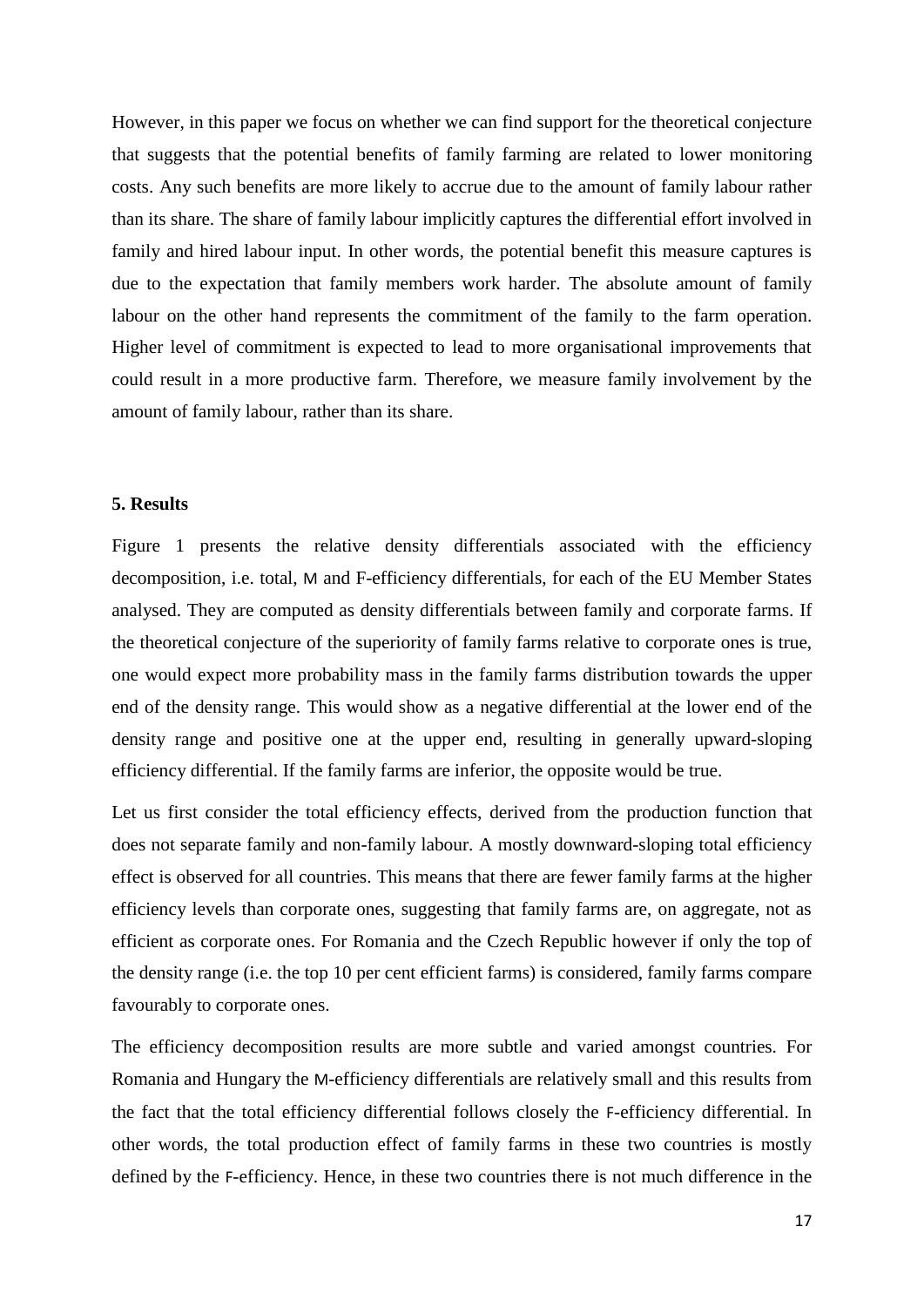However, in this paper we focus on whether we can find support for the theoretical conjecture that suggests that the potential benefits of family farming are related to lower monitoring costs. Any such benefits are more likely to accrue due to the amount of family labour rather than its share. The share of family labour implicitly captures the differential effort involved in family and hired labour input. In other words, the potential benefit this measure captures is due to the expectation that family members work harder. The absolute amount of family labour on the other hand represents the commitment of the family to the farm operation. Higher level of commitment is expected to lead to more organisational improvements that could result in a more productive farm. Therefore, we measure family involvement by the amount of family labour, rather than its share.

## 5. Results

Figure 1 presents the relative density differentials associated with the efficiency decomposition, i.e. total, M and F-efficiency differentials, for each of the EU Member States analysed. They are computed as density differentials between family and corporate farms. If the theoretical conjecture of the superiority of family farms relative to corporate ones is true, one would expect more probability mass in the family farms distribution towards the upper end of the density range. This would show as a negative differential at the lower end of the density range and positive one at the upper end, resulting in generally upward-sloping efficiency differential. If the family farms are inferior, the opposite would be true.

Let us first consider the total efficiency effects, derived from the production function that does not separate family and non-family labour. A mostly downward-sloping total efficiency effect is observed for all countries. This means that there are fewer family farms at the higher efficiency levels than corporate ones, suggesting that family farms are, on aggregate, not as efficient as corporate ones. For Romania and the Czech Republic however if only the top of the density range (i.e. the top 10 per cent efficient farms) is considered, family farms compare favourably to corporate ones.

The efficiency decomposition results are more subtle and varied amongst countries. For Romania and Hungary the M-efficiency differentials are relatively small and this results from the fact that the total efficiency differential follows closely the F-efficiency differential. In other words, the total production effect of family farms in these two countries is mostly defined by the F-efficiency. Hence, in these two countries there is not much difference in the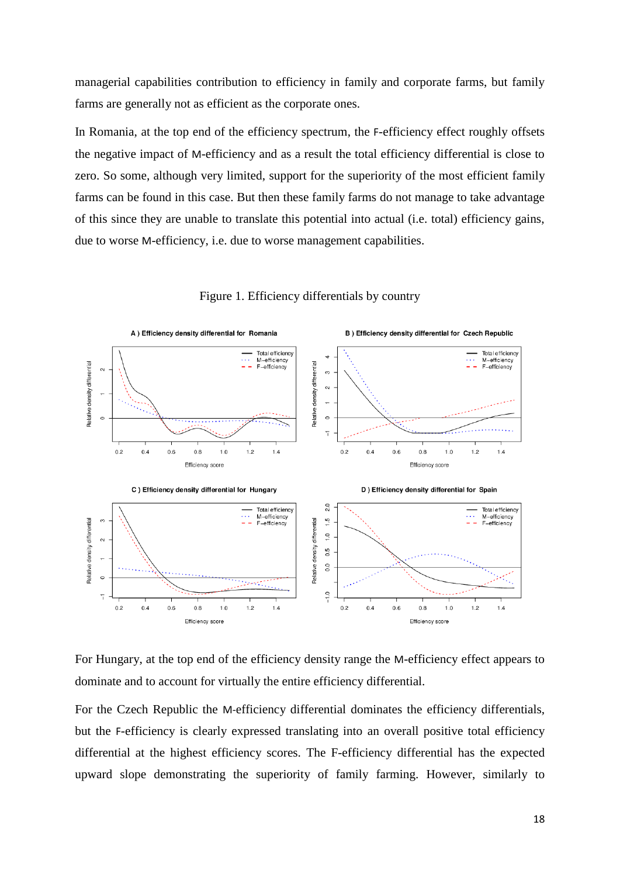managerial capabilities contribution to efficiency in family and corporate farms, but family farms are generally not as efficient as the corporate ones.

In Romania, at the top end of the efficiency spectrum, the F-efficiency effect roughly offsets the negative impact of M-efficiency and as a result the total efficiency differential is close to zero. So some, although very limited, support for the superiority of the most efficient family farms can be found in this case. But then these family farms do not manage to take advantage of this since they are unable to translate this potential into actual (i.e. total) efficiency gains, due to worse M-efficiency, i.e. due to worse management capabilities.

Figure 1. Efficiency differentials by country

For Hungary, at the top end of the efficiency density range the M-efficiency effect appears to dominate and to account for virtually the entire efficiency differential.

For the Czech Republic the M-efficiency differential dominates the efficiency differentials, but the F-efficiency is clearly expressed translating into an overall positive total efficiency differential at the highest efficiency scores. The F-efficiency differential has the expected upward slope demonstrating the superiority of family farming. However, similarly to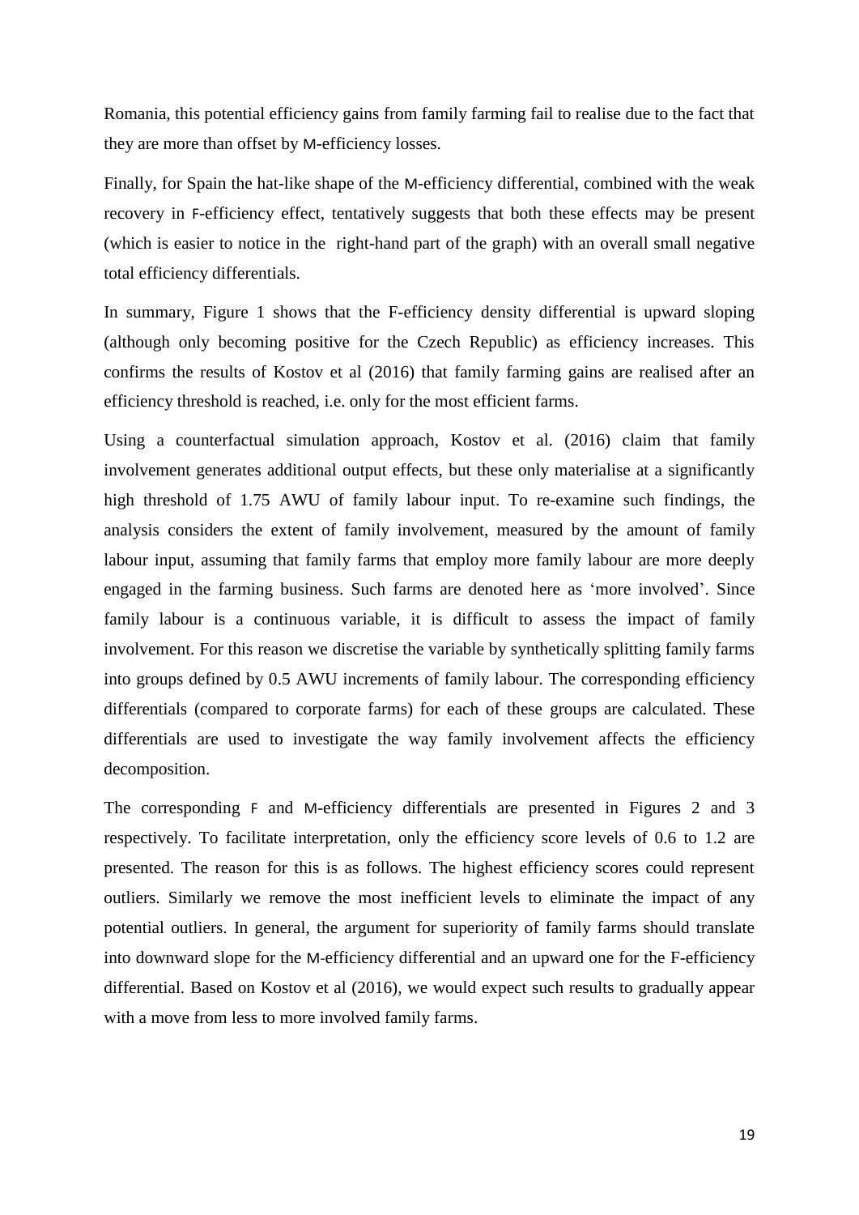Romania, this potential efficiency gains from family farming fail to realise due to the fact that they are more than offset by M-efficiency losses.

Finally, for Spain the hat-like shape of the M-efficiency differential, combined with the weak recovery in F-efficiency effect, tentatively suggests that both these effects may be present (which is easier to notice in the right-hand part of the graph) with an overall small negative total efficiency differentials.

In summary, Figure 1 shows that the F-efficiency density differential is upward sloping (although only becoming positive for the Czech Republic) as efficiency increases. This confirms the results of Kostov et al (2016) that family farming gains are realised after an efficiency threshold is reached, i.e. only for the most efficient farms.

Using a counterfactual simulation approach, Kostov et al. (2016) claim that family involvement generates additional output effects, but these only materialise at a significantly high threshold of 1.75 AWU of family labour input. To re-examine such findings, the analysis considers the extent of family involvement, measured by the amount of family labour input, assuming that family farms that employ more family labour are more deeply engaged in the farming business. Such farms are denoted here as 'more involved'. Since family labour is a continuous variable, it is difficult to assess the impact of family involvement. For this reason we discretise the variable by synthetically splitting family farms into groups defined by 0.5 AWU increments of family labour. The corresponding efficiency differentials (compared to corporate farms) for each of these groups are calculated. These differentials are used to investigate the way family involvement affects the efficiency decomposition.

The corresponding F and M-efficiency differentials are presented in Figures 2 and 3 respectively. To facilitate interpretation, only the efficiency score levels of 0.6 to 1.2 are presented. The reason for this is as follows. The highest efficiency scores could represent outliers. Similarly we remove the most inefficient levels to eliminate the impact of any potential outliers. In general, the argument for superiority of family farms should translate into downward slope for the M-efficiency differential and an upward one for the F-efficiency differential. Based on Kostov et al (2016), we would expect such results to gradually appear with a move from less to more involved family farms.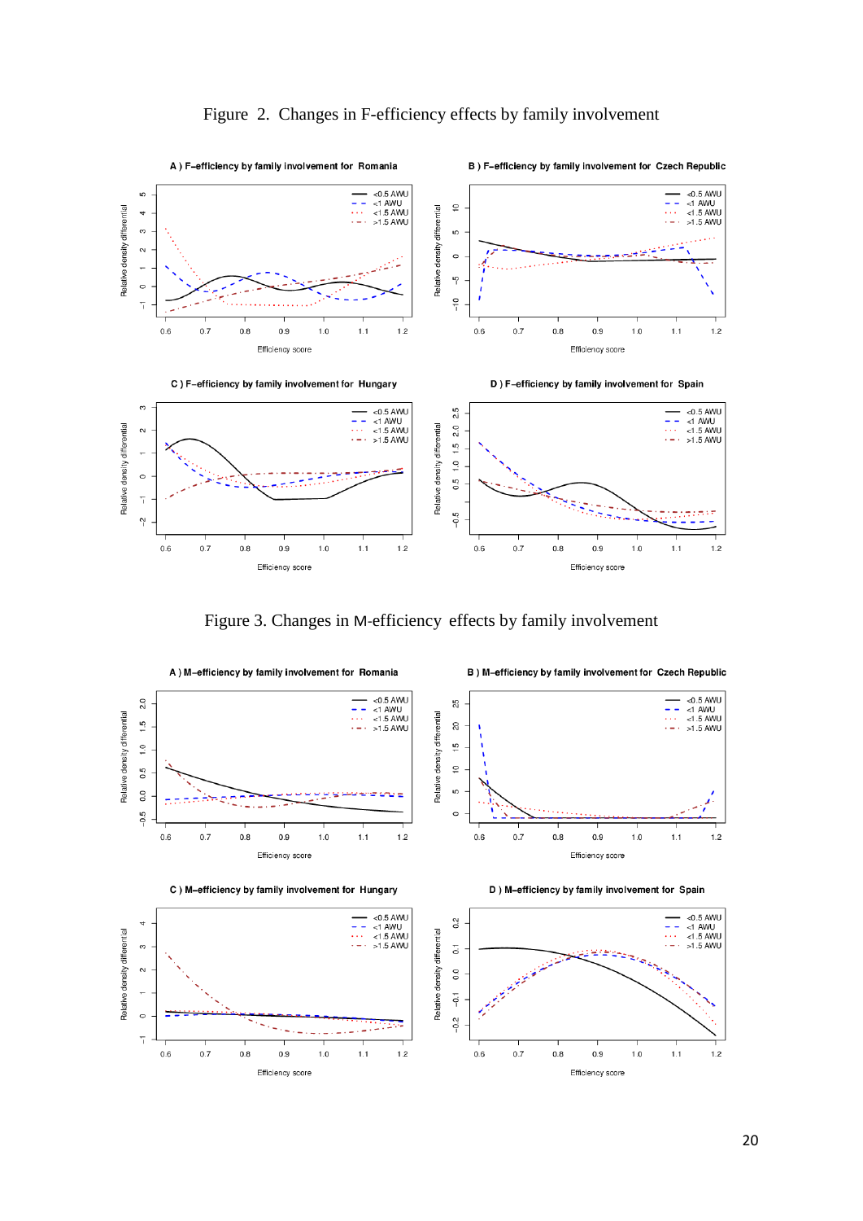Figure 2. Changes in F-efficiency effects by family involvement

Figure 3. Changes in M-efficiency effects by family involvement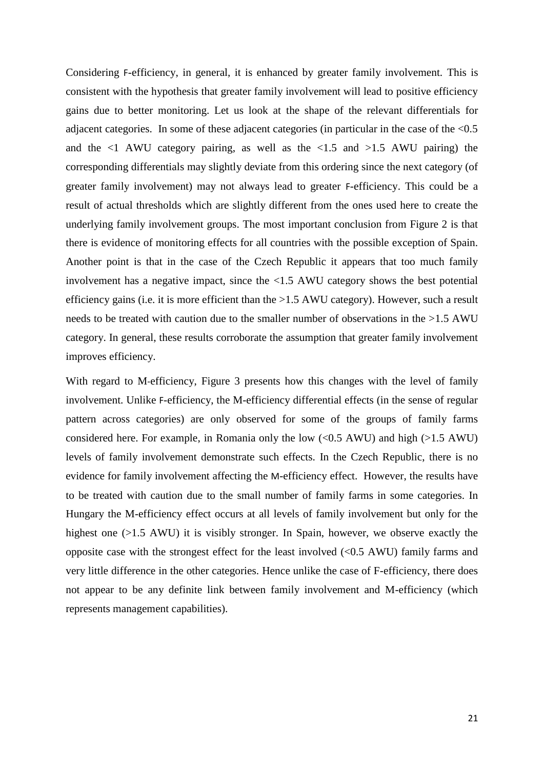Considering F-efficiency, in general, it is enhanced by greater family involvement. This is consistent with the hypothesis that greater family involvement will lead to positive efficiency gains due to better monitoring. Let us look at the shape of the relevant differentials for adjacent categories. In some of these adjacent categories (in particular in the case of the <0.5 and the <1 AWU category pairing, as well as the <1.5 and >1.5 AWU pairing) the corresponding differentials may slightly deviate from this ordering since the next category (of greater family involvement) may not always lead to greater F-efficiency. This could be a result of actual thresholds which are slightly different from the ones used here to create the underlying family involvement groups. The most important conclusion from Figure 2 is that there is evidence of monitoring effects for all countries with the possible exception of Spain. Another point is that in the case of the Czech Republic it appears that too much family involvement has a negative impact, since the <1.5 AWU category shows the best potential efficiency gains (i.e. it is more efficient than the >1.5 AWU category). However, such a result needs to be treated with caution due to the smaller number of observations in the >1.5 AWU category. In general, these results corroborate the assumption that greater family involvement improves efficiency.

With regard to M-efficiency, Figure 3 presents how this changes with the level of family involvement. Unlike F-efficiency, the M-efficiency differential effects (in the sense of regular pattern across categories) are only observed for some of the groups of family farms considered here. For example, in Romania only the low (<0.5 AWU) and high (>1.5 AWU) levels of family involvement demonstrate such effects. In the Czech Republic, there is no evidence for family involvement affecting the M-efficiency effect. However, the results have to be treated with caution due to the small number of family farms in some categories. In Hungary the M-efficiency effect occurs at all levels of family involvement but only for the highest one (>1.5 AWU) it is visibly stronger. In Spain, however, we observe exactly the opposite case with the strongest effect for the least involved (<0.5 AWU) family farms and very little difference in the other categories. Hence unlike the case of F-efficiency, there does not appear to be any definite link between family involvement and M-efficiency (which represents management capabilities).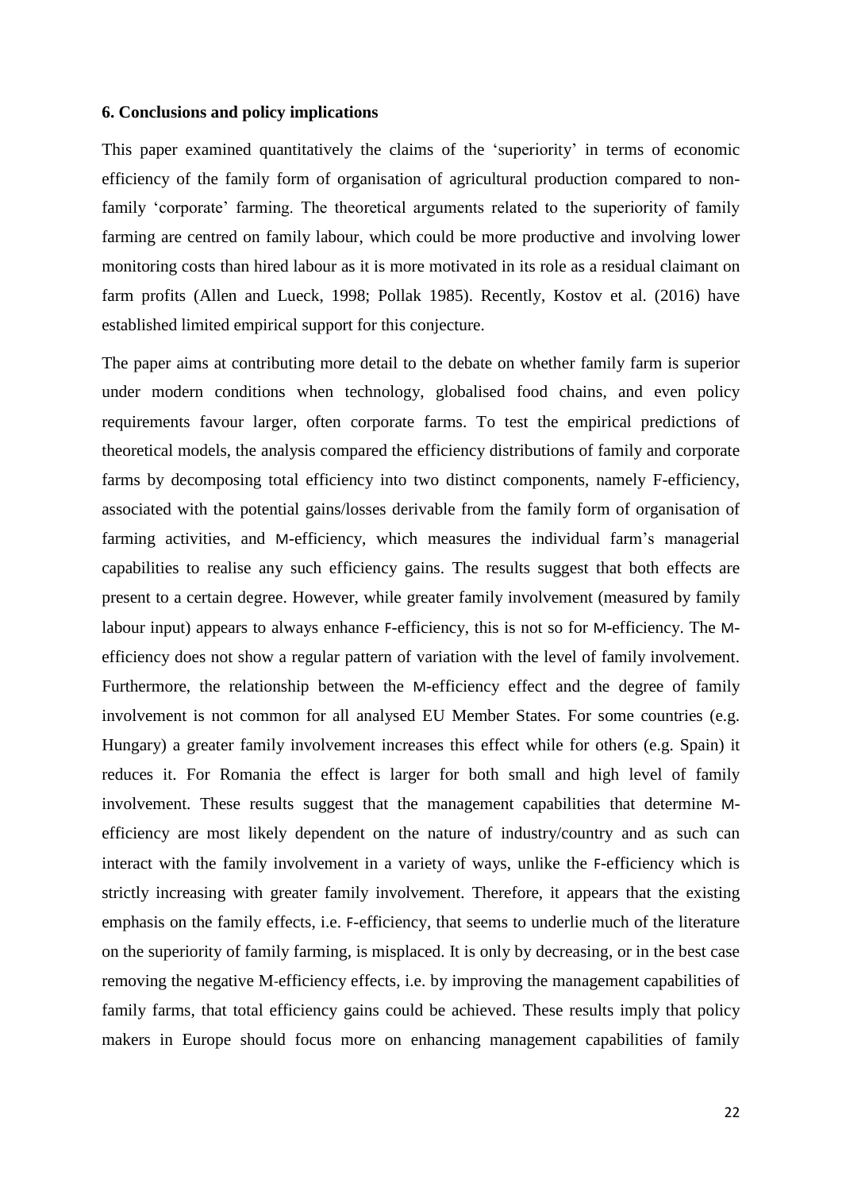### 6. Conclusions and policy implications

This paper examined quantitatively the claims of the 'superiority' in terms of economic efficiency of the family form of organisation of agricultural production compared to non-family 'corporate' farming. The theoretical arguments related to the superiority of family farming are centred on family labour, which could be more productive and involving lower monitoring costs than hired labour as it is more motivated in its role as a residual claimant on farm profits (Allen and Lueck, 1998; Pollak 1985). Recently, Kostov et al. (2016) have established limited empirical support for this conjecture.

The paper aims at contributing more detail to the debate on whether family farm is superior under modern conditions when technology, globalised food chains, and even policy requirements favour larger, often corporate farms. To test the empirical predictions of theoretical models, the analysis compared the efficiency distributions of family and corporate farms by decomposing total efficiency into two distinct components, namely F-efficiency, associated with the potential gains/losses derivable from the family form of organisation of farming activities, and M-efficiency, which measures the individual farm's managerial capabilities to realise any such efficiency gains. The results suggest that both effects are present to a certain degree. However, while greater family involvement (measured by family labour input) appears to always enhance F-efficiency, this is not so for M-efficiency. The M-efficiency does not show a regular pattern of variation with the level of family involvement. Furthermore, the relationship between the M-efficiency effect and the degree of family involvement is not common for all analysed EU Member States. For some countries (e.g. Hungary) a greater family involvement increases this effect while for others (e.g. Spain) it reduces it. For Romania the effect is larger for both small and high level of family involvement. These results suggest that the management capabilities that determine M-efficiency are most likely dependent on the nature of industry/country and as such can interact with the family involvement in a variety of ways, unlike the F-efficiency which is strictly increasing with greater family involvement. Therefore, it appears that the existing emphasis on the family effects, i.e. F-efficiency, that seems to underlie much of the literature on the superiority of family farming, is misplaced. It is only by decreasing, or in the best case removing the negative M-efficiency effects, i.e. by improving the management capabilities of family farms, that total efficiency gains could be achieved. These results imply that policy makers in Europe should focus more on enhancing management capabilities of family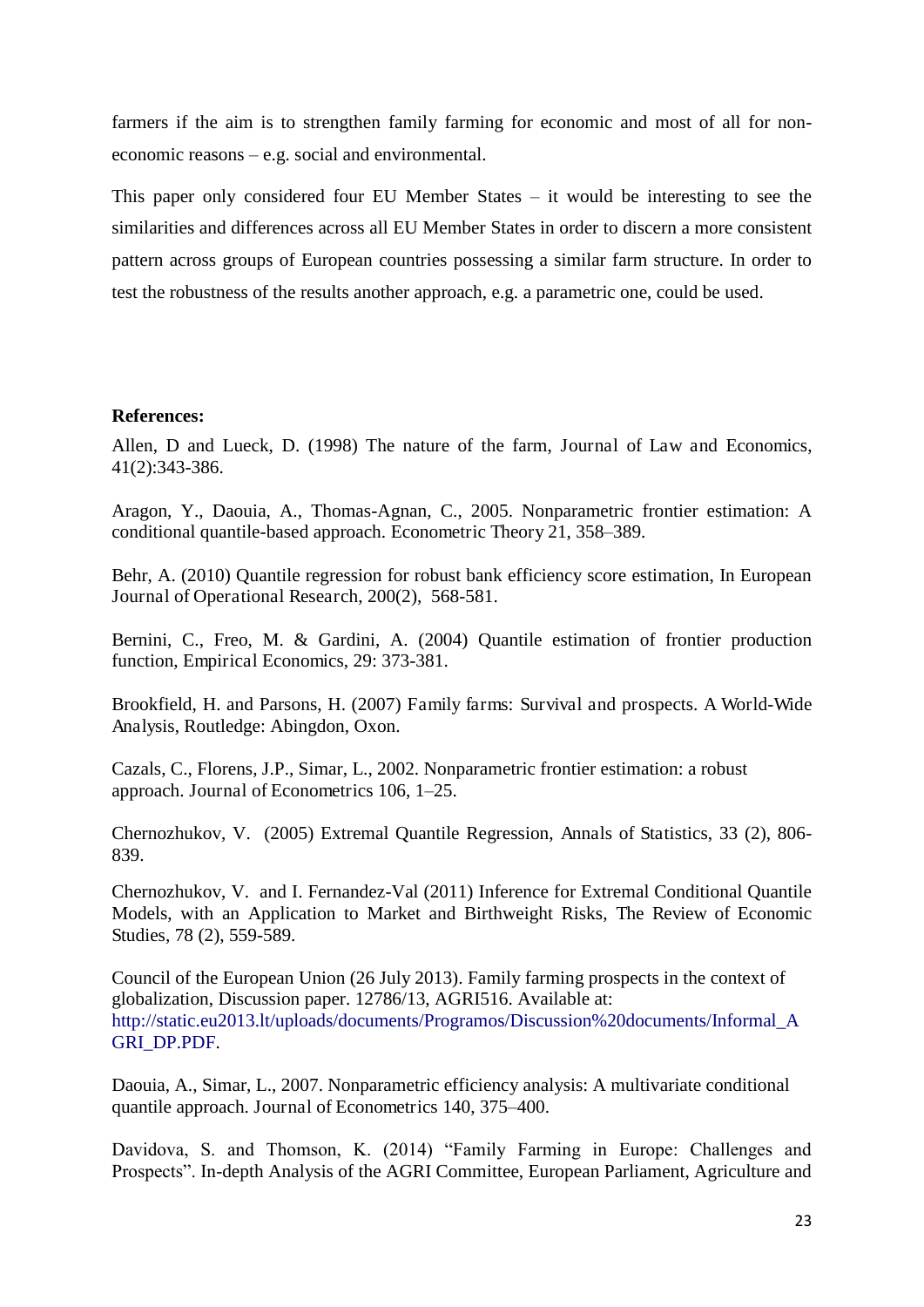farmers if the aim is to strengthen family farming for economic and most of all for non-economic reasons – e.g. social and environmental.

This paper only considered four EU Member States – it would be interesting to see the similarities and differences across all EU Member States in order to discern a more consistent pattern across groups of European countries possessing a similar farm structure. In order to test the robustness of the results another approach, e.g. a parametric one, could be used.

**References:**

Allen, D and Lueck, D. (1998) The nature of the farm, Journal of Law and Economics, 41(2):343-386.

Aragon, Y., Daouia, A., Thomas-Agnan, C., 2005. Nonparametric frontier estimation: A conditional quantile-based approach. Econometric Theory 21, 358–389.

Behr, A. (2010) Quantile regression for robust bank efficiency score estimation, In European Journal of Operational Research, 200(2), 568-581.

Bernini, C., Freo, M. & Gardini, A. (2004) Quantile estimation of frontier production function, Empirical Economics, 29: 373-381.

Brookfield, H. and Parsons, H. (2007) Family farms: Survival and prospects. A World-Wide Analysis, Routledge: Abingdon, Oxon.

Cazals, C., Florens, J.P., Simar, L., 2002. Nonparametric frontier estimation: a robust approach. Journal of Econometrics 106, 1–25.

Chernozhukov, V. (2005) Extremal Quantile Regression, Annals of Statistics, 33 (2), 806-839.

Chernozhukov, V. and I. Fernandez-Val (2011) Inference for Extremal Conditional Quantile Models, with an Application to Market and Birthweight Risks, The Review of Economic Studies, 78 (2), 559-589.

Council of the European Union (26 July 2013). Family farming prospects in the context of globalization, Discussion paper. 12786/13, AGRI516. Available at: http://static.eu2013.lt/uploads/documents/Programos/Discussion%20documents/Informal_AGRI_DP.PDF.

Daouia, A., Simar, L., 2007. Nonparametric efficiency analysis: A multivariate conditional quantile approach. Journal of Econometrics 140, 375–400.

Davidova, S. and Thomson, K. (2014) "Family Farming in Europe: Challenges and Prospects". In-depth Analysis of the AGRI Committee, European Parliament, Agriculture and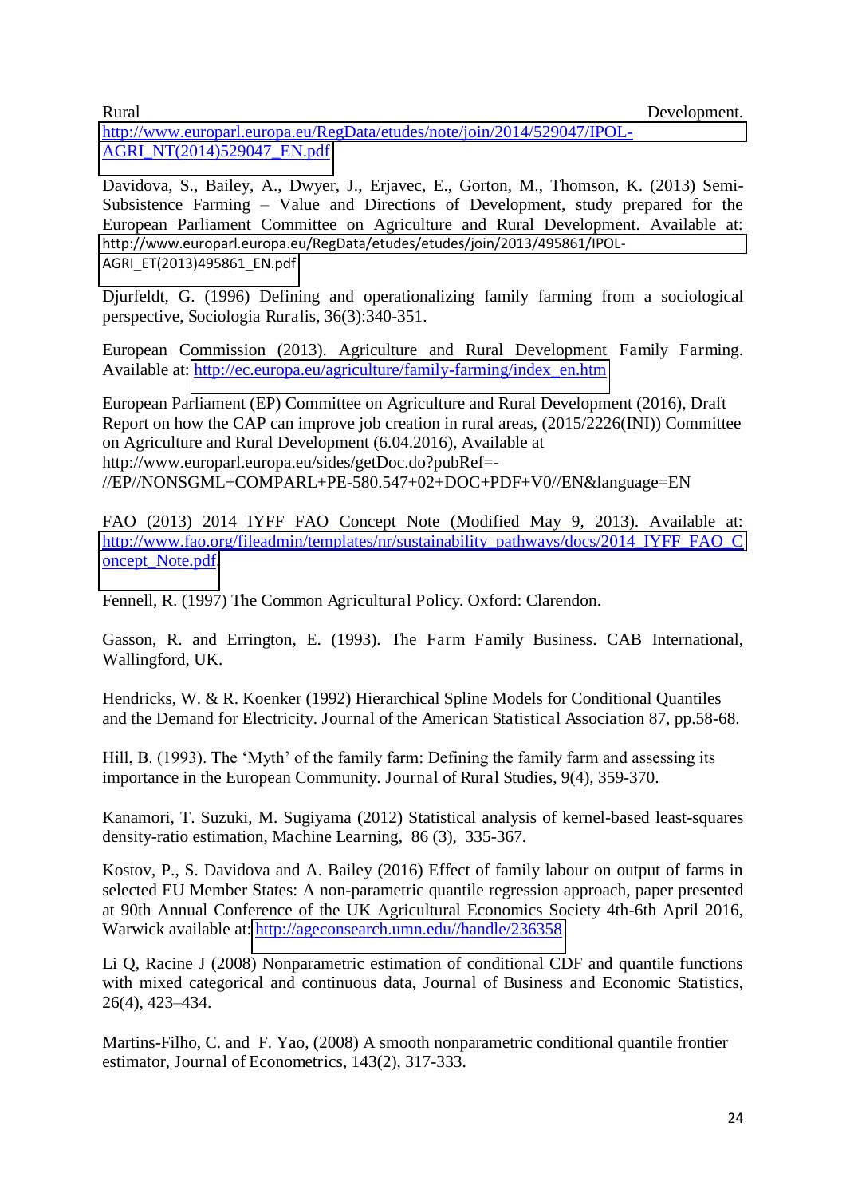Rural Development. http://www.europarl.europa.eu/RegData/etudes/note/join/2014/529047/IPOL-AGRI_NT(2014)529047_EN.pdf

Davidova, S., Bailey, A., Dwyer, J., Erjavec, E., Gorton, M., Thomson, K. (2013) Semi-Subsistence Farming – Value and Directions of Development, study prepared for the European Parliament Committee on Agriculture and Rural Development. Available at: http://www.europarl.europa.eu/RegData/etudes/etudes/join/2013/495861/IPOL-AGRI_ET(2013)495861_EN.pdf

Djurfeldt, G. (1996) Defining and operationalizing family farming from a sociological perspective, Sociologia Ruralis, 36(3):340-351.

European Commission (2013). Agriculture and Rural Development Family Farming. Available at: http://ec.europa.eu/agriculture/family-farming/index_en.htm

European Parliament (EP) Committee on Agriculture and Rural Development (2016), Draft Report on how the CAP can improve job creation in rural areas, (2015/2226(INI)) Committee on Agriculture and Rural Development (6.04.2016), Available at http://www.europarl.europa.eu/sides/getDoc.do?pubRef=-//EP//NONSGML+COMPARL+PE-580.547+02+DOC+PDF+V0//EN&language=EN

FAO (2013) 2014 IYFF FAO Concept Note (Modified May 9, 2013). Available at: http://www.fao.org/fileadmin/templates/nr/sustainability_pathways/docs/2014_IYFF_FAO_Concept_Note.pdf.

Fennell, R. (1997) The Common Agricultural Policy. Oxford: Clarendon.

Gasson, R. and Errington, E. (1993). The Farm Family Business. CAB International, Wallingford, UK.

Hendricks, W. & R. Koenker (1992) Hierarchical Spline Models for Conditional Quantiles and the Demand for Electricity. Journal of the American Statistical Association 87, pp.58-68.

Hill, B. (1993). The 'Myth' of the family farm: Defining the family farm and assessing its importance in the European Community. Journal of Rural Studies, 9(4), 359-370.

Kanamori, T. Suzuki, M. Sugiyama (2012) Statistical analysis of kernel-based least-squares density-ratio estimation, Machine Learning, 86 (3), 335-367.

Kostov, P., S. Davidova and A. Bailey (2016) Effect of family labour on output of farms in selected EU Member States: A non-parametric quantile regression approach, paper presented at 90th Annual Conference of the UK Agricultural Economics Society 4th-6th April 2016, Warwick available at: http://ageconsearch.umn.edu//handle/236358

Li Q, Racine J (2008) Nonparametric estimation of conditional CDF and quantile functions with mixed categorical and continuous data, Journal of Business and Economic Statistics, 26(4), 423–434.

Martins-Filho, C. and F. Yao, (2008) A smooth nonparametric conditional quantile frontier estimator, Journal of Econometrics, 143(2), 317-333.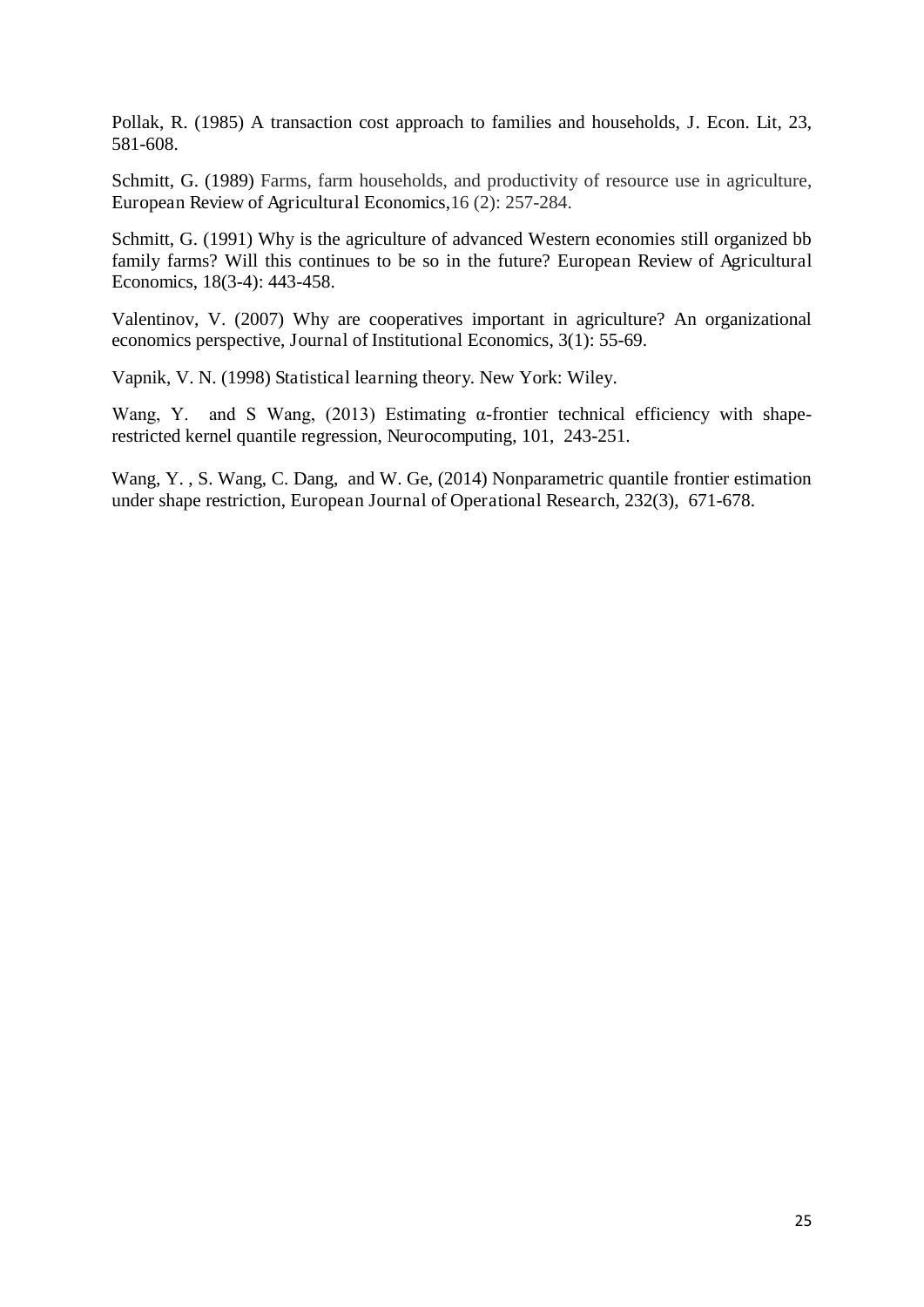Pollak, R. (1985) A transaction cost approach to families and households, J. Econ. Lit, 23, 581-608.

Schmitt, G. (1989) Farms, farm households, and productivity of resource use in agriculture, European Review of Agricultural Economics,16 (2): 257-284.

Schmitt, G. (1991) Why is the agriculture of advanced Western economies still organized bb family farms? Will this continues to be so in the future? European Review of Agricultural Economics, 18(3-4): 443-458.

Valentinov, V. (2007) Why are cooperatives important in agriculture? An organizational economics perspective, Journal of Institutional Economics, 3(1): 55-69.

Vapnik, V. N. (1998) Statistical learning theory. New York: Wiley.

Wang, Y. and S Wang, (2013) Estimating α-frontier technical efficiency with shape-restricted kernel quantile regression, Neurocomputing, 101, 243-251.

Wang, Y. , S. Wang, C. Dang, and W. Ge, (2014) Nonparametric quantile frontier estimation under shape restriction, European Journal of Operational Research, 232(3), 671-678.